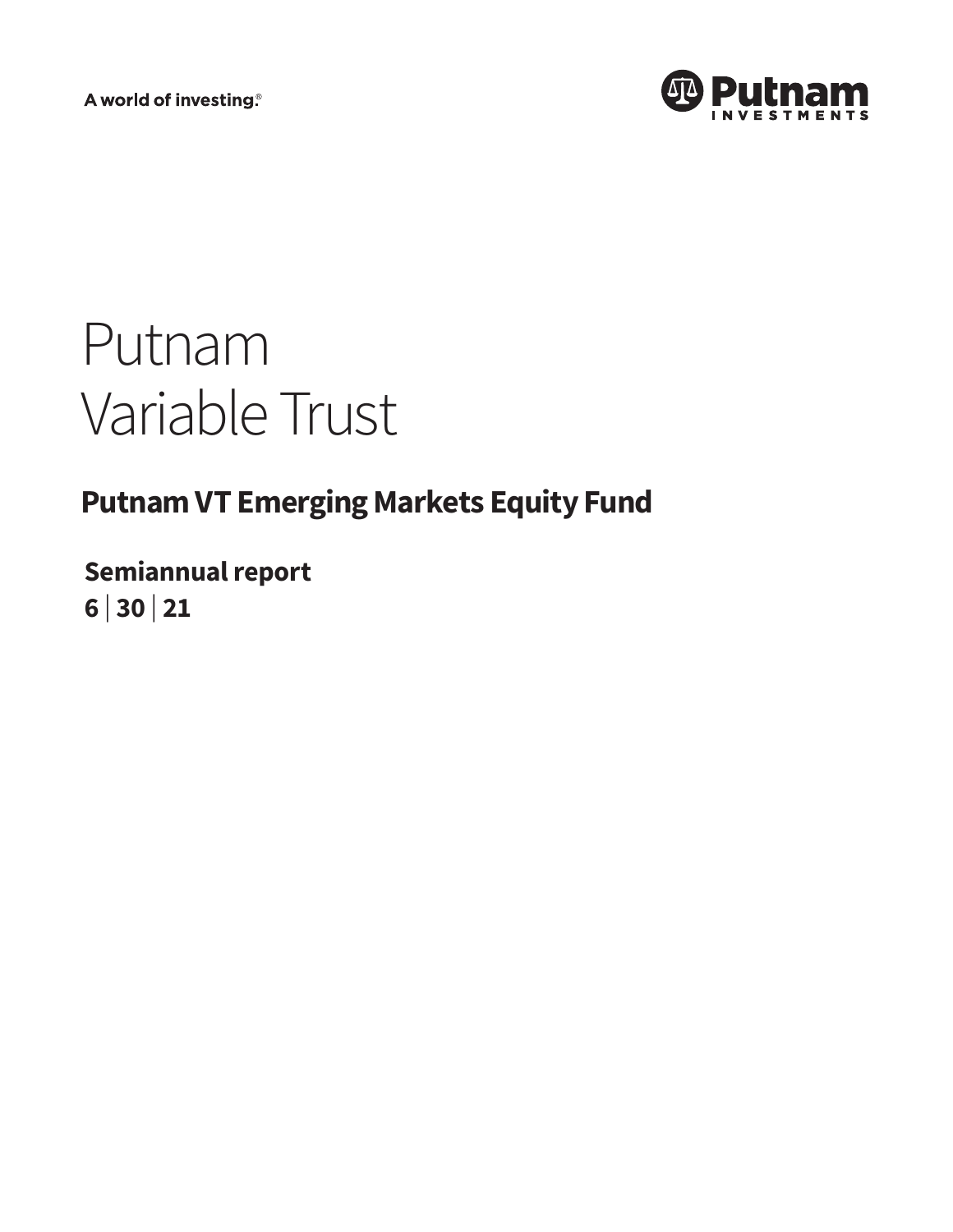A world of investing®

Putnam Investments

# Putnam Variable Trust

## Putnam VT Emerging Markets Equity Fund

**Semiannual report**
**6 | 30 | 21**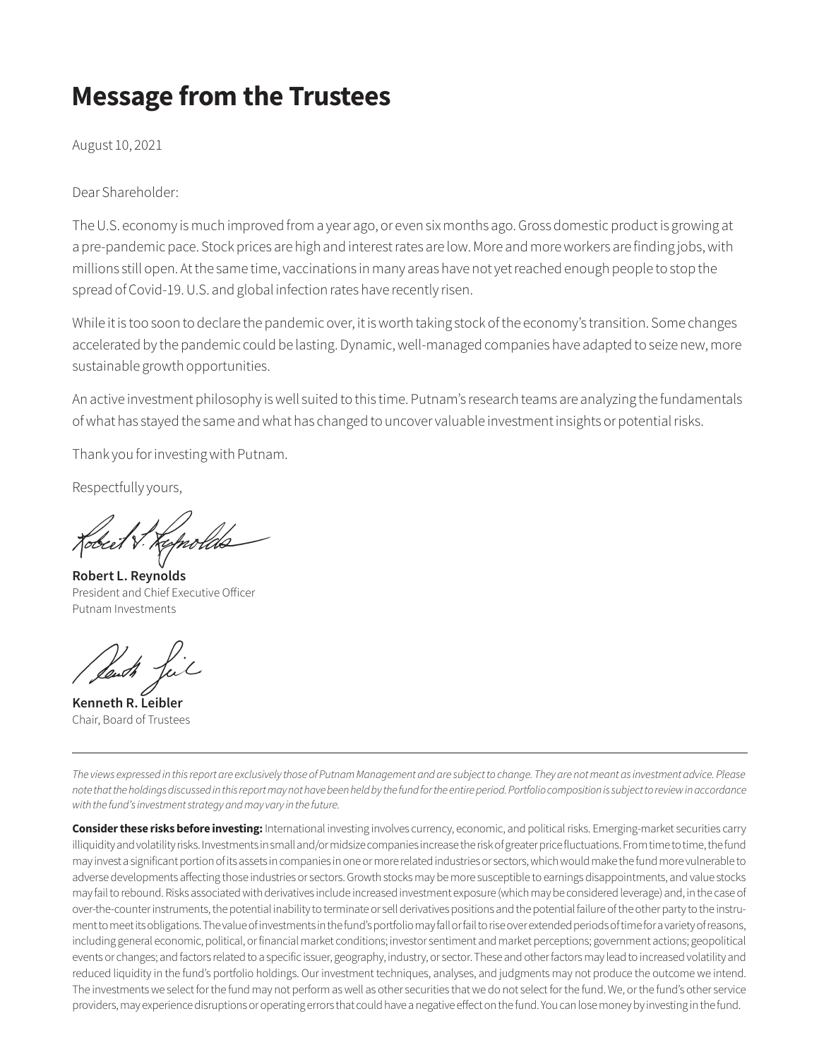# Message from the Trustees

August 10, 2021

Dear Shareholder:

The U.S. economy is much improved from a year ago, or even six months ago. Gross domestic product is growing at a pre-pandemic pace. Stock prices are high and interest rates are low. More and more workers are finding jobs, with millions still open. At the same time, vaccinations in many areas have not yet reached enough people to stop the spread of Covid-19. U.S. and global infection rates have recently risen.

While it is too soon to declare the pandemic over, it is worth taking stock of the economy's transition. Some changes accelerated by the pandemic could be lasting. Dynamic, well-managed companies have adapted to seize new, more sustainable growth opportunities.

An active investment philosophy is well suited to this time. Putnam's research teams are analyzing the fundamentals of what has stayed the same and what has changed to uncover valuable investment insights or potential risks.

Thank you for investing with Putnam.

Respectfully yours,

**Robert L. Reynolds**
President and Chief Executive Officer
Putnam Investments

**Kenneth R. Leibler**
Chair, Board of Trustees

---

*The views expressed in this report are exclusively those of Putnam Management and are subject to change. They are not meant as investment advice. Please note that the holdings discussed in this report may not have been held by the fund for the entire period. Portfolio composition is subject to review in accordance with the fund's investment strategy and may vary in the future.*

**Consider these risks before investing:** International investing involves currency, economic, and political risks. Emerging-market securities carry illiquidity and volatility risks. Investments in small and/or midsize companies increase the risk of greater price fluctuations. From time to time, the fund may invest a significant portion of its assets in companies in one or more related industries or sectors, which would make the fund more vulnerable to adverse developments affecting those industries or sectors. Growth stocks may be more susceptible to earnings disappointments, and value stocks may fail to rebound. Risks associated with derivatives include increased investment exposure (which may be considered leverage) and, in the case of over-the-counter instruments, the potential inability to terminate or sell derivatives positions and the potential failure of the other party to the instrument to meet its obligations. The value of investments in the fund's portfolio may fall or fail to rise over extended periods of time for a variety of reasons, including general economic, political, or financial market conditions; investor sentiment and market perceptions; government actions; geopolitical events or changes; and factors related to a specific issuer, geography, industry, or sector. These and other factors may lead to increased volatility and reduced liquidity in the fund's portfolio holdings. Our investment techniques, analyses, and judgments may not produce the outcome we intend. The investments we select for the fund may not perform as well as other securities that we do not select for the fund. We, or the fund's other service providers, may experience disruptions or operating errors that could have a negative effect on the fund. You can lose money by investing in the fund.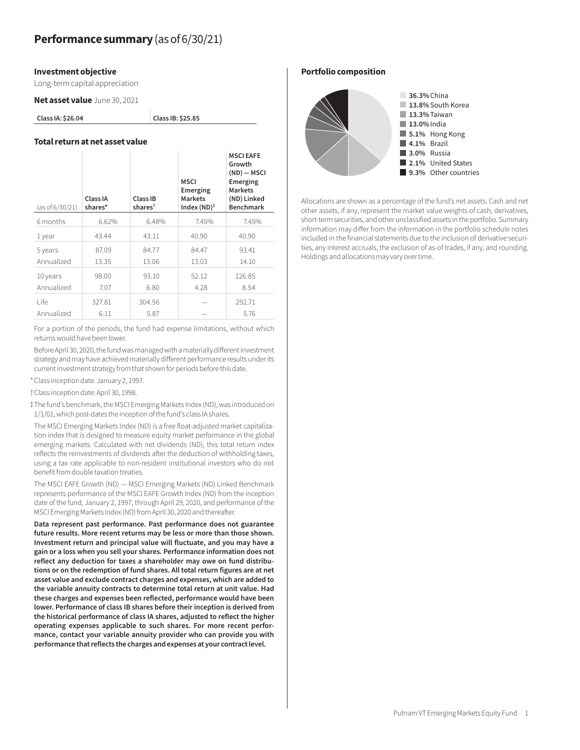# Performance summary (as of 6/30/21)

### Investment objective

Long-term capital appreciation

**Net asset value** June 30, 2021

| Class IA: $26.04 | Class IB: $25.85 |
|---|---|

### Total return at net asset value

| (as of 6/30/21) | Class IA shares* | Class IB shares† | MSCI Emerging Markets Index (ND)‡ | MSCI EAFE Growth (ND) — MSCI Emerging Markets (ND) Linked Benchmark |
|---|---|---|---|---|
| 6 months | 6.62% | 6.48% | 7.45% | 7.45% |
| 1 year | 43.44 | 43.11 | 40.90 | 40.90 |
| 5 years | 87.09 | 84.77 | 84.47 | 93.41 |
| Annualized | 13.35 | 13.06 | 13.03 | 14.10 |
| 10 years | 98.00 | 93.10 | 52.12 | 126.85 |
| Annualized | 7.07 | 6.80 | 4.28 | 8.54 |
| Life | 327.81 | 304.56 | — | 292.71 |
| Annualized | 6.11 | 5.87 | — | 5.76 |

For a portion of the periods, the fund had expense limitations, without which returns would have been lower.

Before April 30, 2020, the fund was managed with a materially different investment strategy and may have achieved materially different performance results under its current investment strategy from that shown for periods before this date.

\* Class inception date: January 2, 1997.

† Class inception date: April 30, 1998.

‡ The fund's benchmark, the MSCI Emerging Markets Index (ND), was introduced on 1/1/01, which post-dates the inception of the fund's class IA shares.

The MSCI Emerging Markets Index (ND) is a free float-adjusted market capitalization index that is designed to measure equity market performance in the global emerging markets. Calculated with net dividends (ND), this total return index reflects the reinvestments of dividends after the deduction of withholding taxes, using a tax rate applicable to non-resident institutional investors who do not benefit from double taxation treaties.

The MSCI EAFE Growth (ND) — MSCI Emerging Markets (ND) Linked Benchmark represents performance of the MSCI EAFE Growth Index (ND) from the inception date of the fund, January 2, 1997, through April 29, 2020, and performance of the MSCI Emerging Markets Index (ND) from April 30, 2020 and thereafter.

**Data represent past performance. Past performance does not guarantee future results. More recent returns may be less or more than those shown. Investment return and principal value will fluctuate, and you may have a gain or a loss when you sell your shares. Performance information does not reflect any deduction for taxes a shareholder may owe on fund distributions or on the redemption of fund shares. All total return figures are at net asset value and exclude contract charges and expenses, which are added to the variable annuity contracts to determine total return at unit value. Had these charges and expenses been reflected, performance would have been lower. Performance of class IB shares before their inception is derived from the historical performance of class IA shares, adjusted to reflect the higher operating expenses applicable to such shares. For more recent performance, contact your variable annuity provider who can provide you with performance that reflects the charges and expenses at your contract level.**

### Portfolio composition

- **36.3%** China
- **13.8%** South Korea
- **13.3%** Taiwan
- **13.0%** India
- **5.1%** Hong Kong
- **4.1%** Brazil
- **3.0%** Russia
- **2.1%** United States
- **9.3%** Other countries

Allocations are shown as a percentage of the fund's net assets. Cash and net other assets, if any, represent the market value weights of cash, derivatives, short-term securities, and other unclassified assets in the portfolio. Summary information may differ from the information in the portfolio schedule notes included in the financial statements due to the inclusion of derivative securities, any interest accruals, the exclusion of as-of trades, if any, and rounding. Holdings and allocations may vary over time.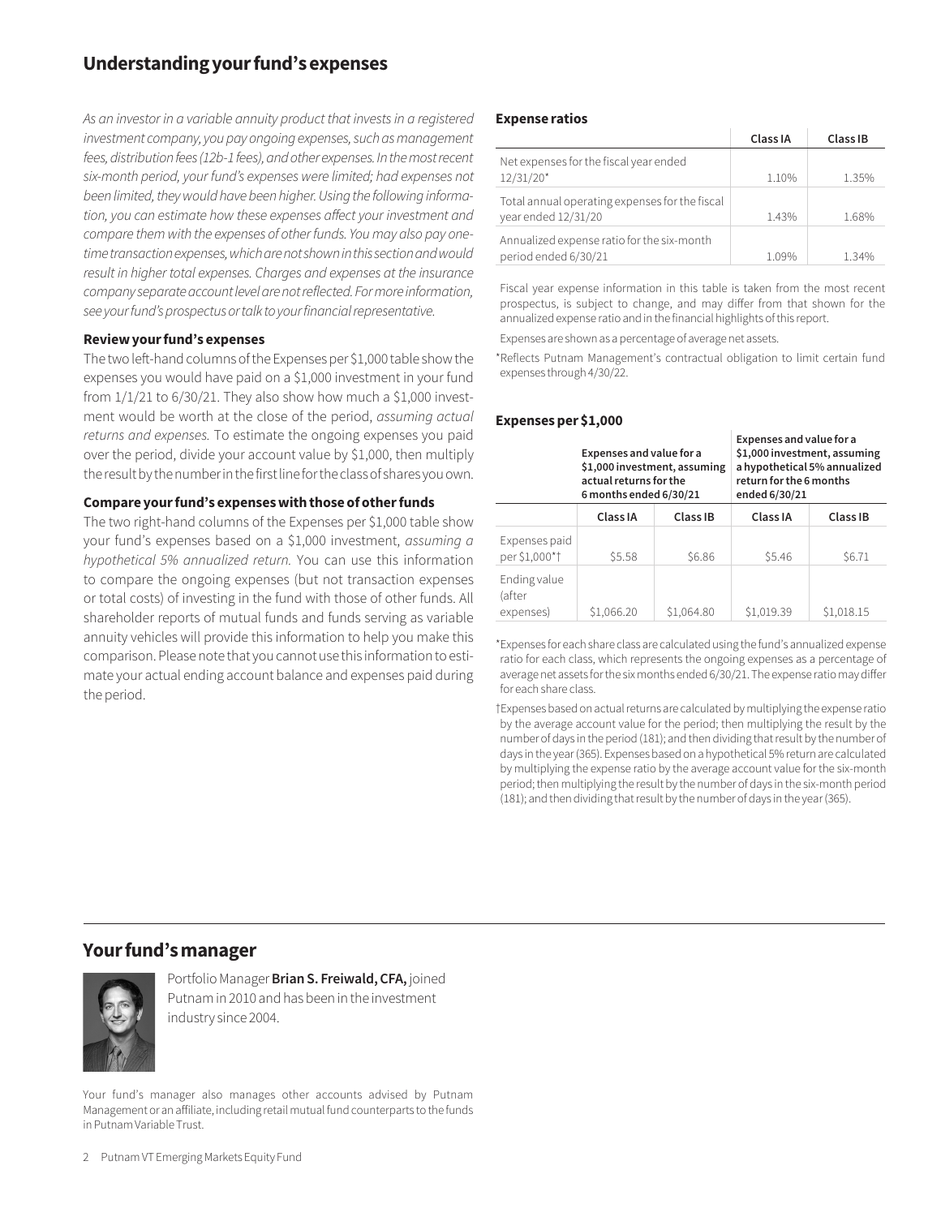## Understanding your fund's expenses

*As an investor in a variable annuity product that invests in a registered investment company, you pay ongoing expenses, such as management fees, distribution fees (12b-1 fees), and other expenses. In the most recent six-month period, your fund's expenses were limited; had expenses not been limited, they would have been higher. Using the following information, you can estimate how these expenses affect your investment and compare them with the expenses of other funds. You may also pay one-time transaction expenses, which are not shown in this section and would result in higher total expenses. Charges and expenses at the insurance company separate account level are not reflected. For more information, see your fund's prospectus or talk to your financial representative.*

### Review your fund's expenses

The two left-hand columns of the Expenses per $1,000 table show the expenses you would have paid on a $1,000 investment in your fund from 1/1/21 to 6/30/21. They also show how much a $1,000 investment would be worth at the close of the period, *assuming actual returns and expenses.* To estimate the ongoing expenses you paid over the period, divide your account value by $1,000, then multiply the result by the number in the first line for the class of shares you own.

### Compare your fund's expenses with those of other funds

The two right-hand columns of the Expenses per $1,000 table show your fund's expenses based on a $1,000 investment, *assuming a hypothetical 5% annualized return.* You can use this information to compare the ongoing expenses (but not transaction expenses or total costs) of investing in the fund with those of other funds. All shareholder reports of mutual funds and funds serving as variable annuity vehicles will provide this information to help you make this comparison. Please note that you cannot use this information to estimate your actual ending account balance and expenses paid during the period.

### Expense ratios

| | Class IA | Class IB |
|---|---|---|
| Net expenses for the fiscal year ended 12/31/20* | 1.10% | 1.35% |
| Total annual operating expenses for the fiscal year ended 12/31/20 | 1.43% | 1.68% |
| Annualized expense ratio for the six-month period ended 6/30/21 | 1.09% | 1.34% |

Fiscal year expense information in this table is taken from the most recent prospectus, is subject to change, and may differ from that shown for the annualized expense ratio and in the financial highlights of this report.

Expenses are shown as a percentage of average net assets.

*Reflects Putnam Management's contractual obligation to limit certain fund expenses through 4/30/22.

### Expenses per $1,000

| | Expenses and value for a $1,000 investment, assuming actual returns for the 6 months ended 6/30/21 | | Expenses and value for a $1,000 investment, assuming a hypothetical 5% annualized return for the 6 months ended 6/30/21 | |
|---|---|---|---|---|
| | Class IA | Class IB | Class IA | Class IB |
| Expenses paid per $1,000*† | $5.58 | $6.86 | $5.46 | $6.71 |
| Ending value (after expenses) | $1,066.20 | $1,064.80 | $1,019.39 | $1,018.15 |

*Expenses for each share class are calculated using the fund's annualized expense ratio for each class, which represents the ongoing expenses as a percentage of average net assets for the six months ended 6/30/21. The expense ratio may differ for each share class.

†Expenses based on actual returns are calculated by multiplying the expense ratio by the average account value for the period; then multiplying the result by the number of days in the period (181); and then dividing that result by the number of days in the year (365). Expenses based on a hypothetical 5% return are calculated by multiplying the expense ratio by the average account value for the six-month period; then multiplying the result by the number of days in the six-month period (181); and then dividing that result by the number of days in the year (365).

## Your fund's manager

Portfolio Manager **Brian S. Freiwald, CFA,** joined Putnam in 2010 and has been in the investment industry since 2004.

Your fund's manager also manages other accounts advised by Putnam Management or an affiliate, including retail mutual fund counterparts to the funds in Putnam Variable Trust.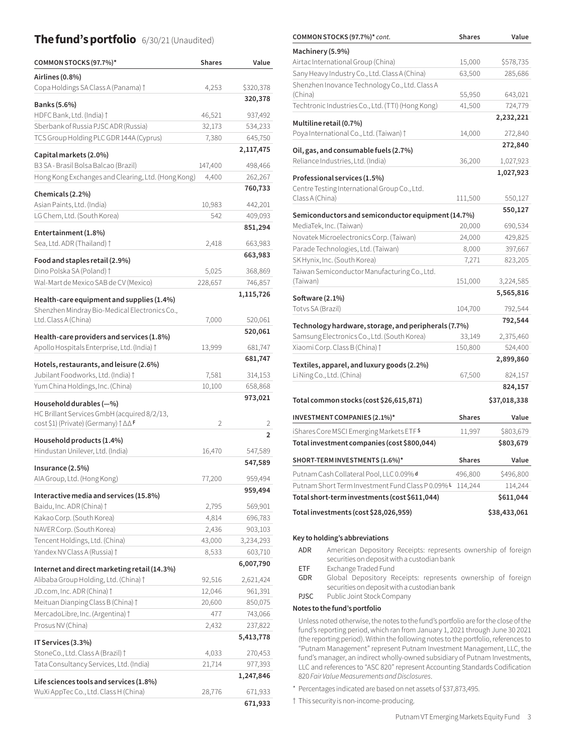## The fund's portfolio 6/30/21 (Unaudited)

| COMMON STOCKS (97.7%)* | Shares | Value |
|---|---|---|
| **Airlines (0.8%)** | | |
| Copa Holdings SA Class A (Panama) † | 4,253 | $320,378 |
| | | **320,378** |
| **Banks (5.6%)** | | |
| HDFC Bank, Ltd. (India) † | 46,521 | 937,492 |
| Sberbank of Russia PJSC ADR (Russia) | 32,173 | 534,233 |
| TCS Group Holding PLC GDR 144A (Cyprus) | 7,380 | 645,750 |
| | | **2,117,475** |
| **Capital markets (2.0%)** | | |
| B3 SA - Brasil Bolsa Balcao (Brazil) | 147,400 | 498,466 |
| Hong Kong Exchanges and Clearing, Ltd. (Hong Kong) | 4,400 | 262,267 |
| | | **760,733** |
| **Chemicals (2.2%)** | | |
| Asian Paints, Ltd. (India) | 10,983 | 442,201 |
| LG Chem, Ltd. (South Korea) | 542 | 409,093 |
| | | **851,294** |
| **Entertainment (1.8%)** | | |
| Sea, Ltd. ADR (Thailand) † | 2,418 | 663,983 |
| | | **663,983** |
| **Food and staples retail (2.9%)** | | |
| Dino Polska SA (Poland) † | 5,025 | 368,869 |
| Wal-Mart de Mexico SAB de CV (Mexico) | 228,657 | 746,857 |
| | | **1,115,726** |
| **Health-care equipment and supplies (1.4%)** | | |
| Shenzhen Mindray Bio-Medical Electronics Co., Ltd. Class A (China) | 7,000 | 520,061 |
| | | **520,061** |
| **Health-care providers and services (1.8%)** | | |
| Apollo Hospitals Enterprise, Ltd. (India) † | 13,999 | 681,747 |
| | | **681,747** |
| **Hotels, restaurants, and leisure (2.6%)** | | |
| Jubilant Foodworks, Ltd. (India) † | 7,581 | 314,153 |
| Yum China Holdings, Inc. (China) | 10,100 | 658,868 |
| | | **973,021** |
| **Household durables (—%)** | | |
| HC Brillant Services GmbH (acquired 8/2/13, cost $1) (Private) (Germany) † ΔΔ F | 2 | 2 |
| | | **2** |
| **Household products (1.4%)** | | |
| Hindustan Unilever, Ltd. (India) | 16,470 | 547,589 |
| | | **547,589** |
| **Insurance (2.5%)** | | |
| AIA Group, Ltd. (Hong Kong) | 77,200 | 959,494 |
| | | **959,494** |
| **Interactive media and services (15.8%)** | | |
| Baidu, Inc. ADR (China) † | 2,795 | 569,901 |
| Kakao Corp. (South Korea) | 4,814 | 696,783 |
| NAVER Corp. (South Korea) | 2,436 | 903,103 |
| Tencent Holdings, Ltd. (China) | 43,000 | 3,234,293 |
| Yandex NV Class A (Russia) † | 8,533 | 603,710 |
| | | **6,007,790** |
| **Internet and direct marketing retail (14.3%)** | | |
| Alibaba Group Holding, Ltd. (China) † | 92,516 | 2,621,424 |
| JD.com, Inc. ADR (China) † | 12,046 | 961,391 |
| Meituan Dianping Class B (China) † | 20,600 | 850,075 |
| MercadoLibre, Inc. (Argentina) † | 477 | 743,066 |
| Prosus NV (China) | 2,432 | 237,822 |
| | | **5,413,778** |
| **IT Services (3.3%)** | | |
| StoneCo., Ltd. Class A (Brazil) † | 4,033 | 270,453 |
| Tata Consultancy Services, Ltd. (India) | 21,714 | 977,393 |
| | | **1,247,846** |
| **Life sciences tools and services (1.8%)** | | |
| WuXi AppTec Co., Ltd. Class H (China) | 28,776 | 671,933 |
| | | **671,933** |
| **Machinery (5.9%)** | | |
| Airtac International Group (China) | 15,000 | $578,735 |
| Sany Heavy Industry Co., Ltd. Class A (China) | 63,500 | 285,686 |
| Shenzhen Inovance Technology Co., Ltd. Class A (China) | 55,950 | 643,021 |
| Techtronic Industries Co., Ltd. (TTI) (Hong Kong) | 41,500 | 724,779 |
| | | **2,232,221** |
| **Multiline retail (0.7%)** | | |
| Poya International Co., Ltd. (Taiwan) † | 14,000 | 272,840 |
| | | **272,840** |
| **Oil, gas, and consumable fuels (2.7%)** | | |
| Reliance Industries, Ltd. (India) | 36,200 | 1,027,923 |
| | | **1,027,923** |
| **Professional services (1.5%)** | | |
| Centre Testing International Group Co., Ltd. Class A (China) | 111,500 | 550,127 |
| | | **550,127** |
| **Semiconductors and semiconductor equipment (14.7%)** | | |
| MediaTek, Inc. (Taiwan) | 20,000 | 690,534 |
| Novatek Microelectronics Corp. (Taiwan) | 24,000 | 429,825 |
| Parade Technologies, Ltd. (Taiwan) | 8,000 | 397,667 |
| SK Hynix, Inc. (South Korea) | 7,271 | 823,205 |
| Taiwan Semiconductor Manufacturing Co., Ltd. (Taiwan) | 151,000 | 3,224,585 |
| | | **5,565,816** |
| **Software (2.1%)** | | |
| Totvs SA (Brazil) | 104,700 | 792,544 |
| | | **792,544** |
| **Technology hardware, storage, and peripherals (7.7%)** | | |
| Samsung Electronics Co., Ltd. (South Korea) | 33,149 | 2,375,460 |
| Xiaomi Corp. Class B (China) † | 150,800 | 524,400 |
| | | **2,899,860** |
| **Textiles, apparel, and luxury goods (2.2%)** | | |
| Li Ning Co., Ltd. (China) | 67,500 | 824,157 |
| | | **824,157** |
| **Total common stocks (cost $26,615,871)** | | **$37,018,338** |

| INVESTMENT COMPANIES (2.1%)* | Shares | Value |
|---|---|---|
| iShares Core MSCI Emerging Markets ETF S | 11,997 | $803,679 |
| **Total investment companies (cost $800,044)** | | **$803,679** |

| SHORT-TERM INVESTMENTS (1.6%)* | Shares | Value |
|---|---|---|
| Putnam Cash Collateral Pool, LLC 0.09% d | 496,800 | $496,800 |
| Putnam Short Term Investment Fund Class P 0.09% L | 114,244 | 114,244 |
| **Total short-term investments (cost $611,044)** | | **$611,044** |
| **Total investments (cost $28,026,959)** | | **$38,433,061** |

### Key to holding's abbreviations

- ADR American Depository Receipts: represents ownership of foreign securities on deposit with a custodian bank
- ETF Exchange Traded Fund
- GDR Global Depository Receipts: represents ownership of foreign securities on deposit with a custodian bank
- PJSC Public Joint Stock Company

### Notes to the fund's portfolio

Unless noted otherwise, the notes to the fund's portfolio are for the close of the fund's reporting period, which ran from January 1, 2021 through June 30 2021 (the reporting period). Within the following notes to the portfolio, references to "Putnam Management" represent Putnam Investment Management, LLC, the fund's manager, an indirect wholly-owned subsidiary of Putnam Investments, LLC and references to "ASC 820" represent Accounting Standards Codification 820 *Fair Value Measurements and Disclosures*.

\* Percentages indicated are based on net assets of $37,873,495.

† This security is non-income-producing.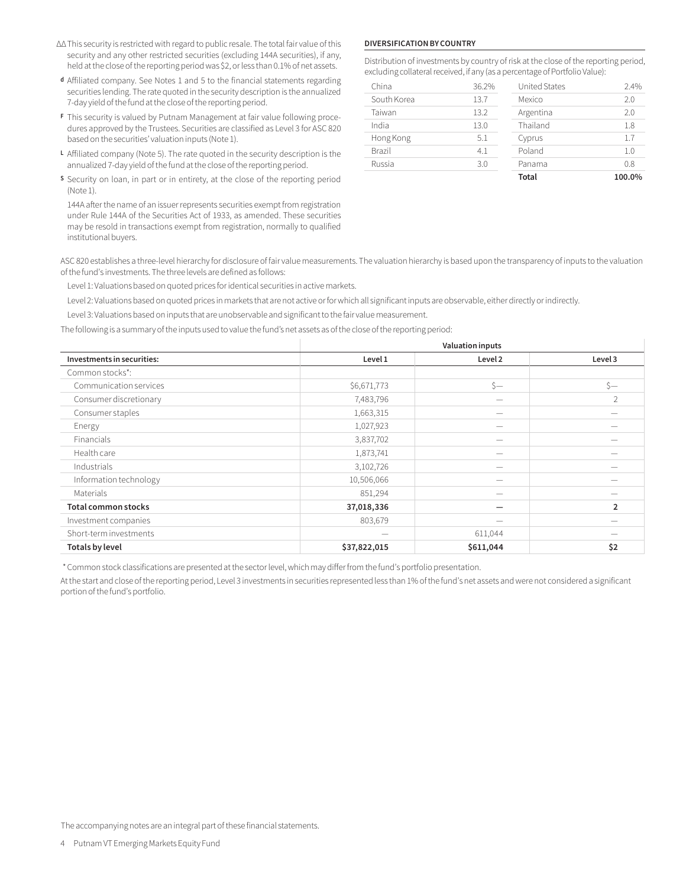ΔΔ This security is restricted with regard to public resale. The total fair value of this security and any other restricted securities (excluding 144A securities), if any, held at the close of the reporting period was $2, or less than 0.1% of net assets.

**d** Affiliated company. See Notes 1 and 5 to the financial statements regarding securities lending. The rate quoted in the security description is the annualized 7-day yield of the fund at the close of the reporting period.

**F** This security is valued by Putnam Management at fair value following procedures approved by the Trustees. Securities are classified as Level 3 for ASC 820 based on the securities' valuation inputs (Note 1).

**L** Affiliated company (Note 5). The rate quoted in the security description is the annualized 7-day yield of the fund at the close of the reporting period.

**S** Security on loan, in part or in entirety, at the close of the reporting period (Note 1).

144A after the name of an issuer represents securities exempt from registration under Rule 144A of the Securities Act of 1933, as amended. These securities may be resold in transactions exempt from registration, normally to qualified institutional buyers.

**DIVERSIFICATION BY COUNTRY**

Distribution of investments by country of risk at the close of the reporting period, excluding collateral received, if any (as a percentage of Portfolio Value):

| | | | |
|---|---|---|---|
| China | 36.2% | United States | 2.4% |
| South Korea | 13.7 | Mexico | 2.0 |
| Taiwan | 13.2 | Argentina | 2.0 |
| India | 13.0 | Thailand | 1.8 |
| Hong Kong | 5.1 | Cyprus | 1.7 |
| Brazil | 4.1 | Poland | 1.0 |
| Russia | 3.0 | Panama | 0.8 |
| | | **Total** | **100.0%** |

ASC 820 establishes a three-level hierarchy for disclosure of fair value measurements. The valuation hierarchy is based upon the transparency of inputs to the valuation of the fund's investments. The three levels are defined as follows:

Level 1: Valuations based on quoted prices for identical securities in active markets.

Level 2: Valuations based on quoted prices in markets that are not active or for which all significant inputs are observable, either directly or indirectly.

Level 3: Valuations based on inputs that are unobservable and significant to the fair value measurement.

The following is a summary of the inputs used to value the fund's net assets as of the close of the reporting period:

| | Valuation inputs | | |
|---|---|---|---|
| **Investments in securities:** | **Level 1** | **Level 2** | **Level 3** |
| Common stocks*: | | | |
| Communication services | $6,671,773 | $— | $— |
| Consumer discretionary | 7,483,796 | — | 2 |
| Consumer staples | 1,663,315 | — | — |
| Energy | 1,027,923 | — | — |
| Financials | 3,837,702 | — | — |
| Health care | 1,873,741 | — | — |
| Industrials | 3,102,726 | — | — |
| Information technology | 10,506,066 | — | — |
| Materials | 851,294 | — | — |
| **Total common stocks** | **37,018,336** | **—** | **2** |
| Investment companies | 803,679 | — | — |
| Short-term investments | — | 611,044 | — |
| **Totals by level** | **$37,822,015** | **$611,044** | **$2** |

\* Common stock classifications are presented at the sector level, which may differ from the fund's portfolio presentation.

At the start and close of the reporting period, Level 3 investments in securities represented less than 1% of the fund's net assets and were not considered a significant portion of the fund's portfolio.

The accompanying notes are an integral part of these financial statements.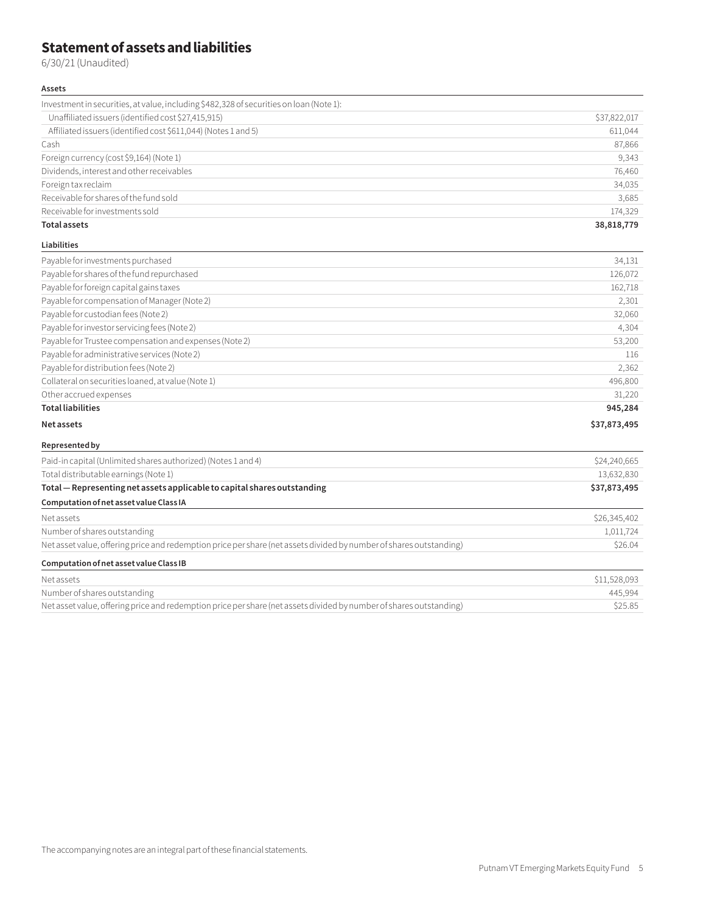# Statement of assets and liabilities

6/30/21 (Unaudited)

| **Assets** | |
|---|---|
| Investment in securities, at value, including $482,328 of securities on loan (Note 1): | |
| Unaffiliated issuers (identified cost $27,415,915) | $37,822,017 |
| Affiliated issuers (identified cost $611,044) (Notes 1 and 5) | 611,044 |
| Cash | 87,866 |
| Foreign currency (cost $9,164) (Note 1) | 9,343 |
| Dividends, interest and other receivables | 76,460 |
| Foreign tax reclaim | 34,035 |
| Receivable for shares of the fund sold | 3,685 |
| Receivable for investments sold | 174,329 |
| **Total assets** | **38,818,779** |
| **Liabilities** | |
| Payable for investments purchased | 34,131 |
| Payable for shares of the fund repurchased | 126,072 |
| Payable for foreign capital gains taxes | 162,718 |
| Payable for compensation of Manager (Note 2) | 2,301 |
| Payable for custodian fees (Note 2) | 32,060 |
| Payable for investor servicing fees (Note 2) | 4,304 |
| Payable for Trustee compensation and expenses (Note 2) | 53,200 |
| Payable for administrative services (Note 2) | 116 |
| Payable for distribution fees (Note 2) | 2,362 |
| Collateral on securities loaned, at value (Note 1) | 496,800 |
| Other accrued expenses | 31,220 |
| **Total liabilities** | **945,284** |
| **Net assets** | **$37,873,495** |
| **Represented by** | |
| Paid-in capital (Unlimited shares authorized) (Notes 1 and 4) | $24,240,665 |
| Total distributable earnings (Note 1) | 13,632,830 |
| **Total — Representing net assets applicable to capital shares outstanding** | **$37,873,495** |
| **Computation of net asset value Class IA** | |
| Net assets | $26,345,402 |
| Number of shares outstanding | 1,011,724 |
| Net asset value, offering price and redemption price per share (net assets divided by number of shares outstanding) | $26.04 |
| **Computation of net asset value Class IB** | |
| Net assets | $11,528,093 |
| Number of shares outstanding | 445,994 |
| Net asset value, offering price and redemption price per share (net assets divided by number of shares outstanding) | $25.85 |

The accompanying notes are an integral part of these financial statements.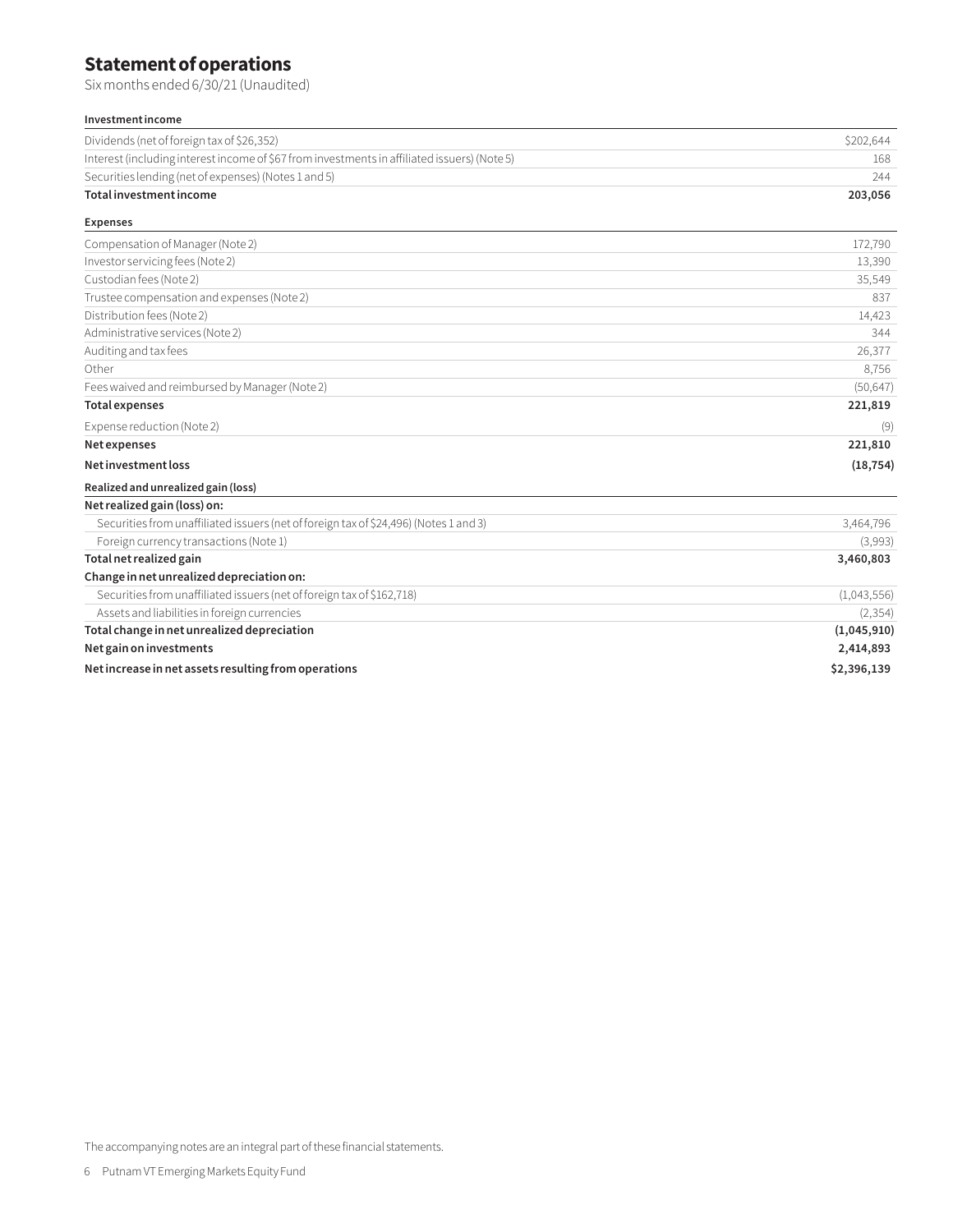# Statement of operations

Six months ended 6/30/21 (Unaudited)

| | |
|---|---|
| **Investment income** | |
| Dividends (net of foreign tax of $26,352) | $202,644 |
| Interest (including interest income of $67 from investments in affiliated issuers) (Note 5) | 168 |
| Securities lending (net of expenses) (Notes 1 and 5) | 244 |
| **Total investment income** | **203,056** |
| **Expenses** | |
| Compensation of Manager (Note 2) | 172,790 |
| Investor servicing fees (Note 2) | 13,390 |
| Custodian fees (Note 2) | 35,549 |
| Trustee compensation and expenses (Note 2) | 837 |
| Distribution fees (Note 2) | 14,423 |
| Administrative services (Note 2) | 344 |
| Auditing and tax fees | 26,377 |
| Other | 8,756 |
| Fees waived and reimbursed by Manager (Note 2) | (50,647) |
| **Total expenses** | **221,819** |
| Expense reduction (Note 2) | (9) |
| **Net expenses** | **221,810** |
| **Net investment loss** | **(18,754)** |
| **Realized and unrealized gain (loss)** | |
| **Net realized gain (loss) on:** | |
| Securities from unaffiliated issuers (net of foreign tax of $24,496) (Notes 1 and 3) | 3,464,796 |
| Foreign currency transactions (Note 1) | (3,993) |
| **Total net realized gain** | **3,460,803** |
| **Change in net unrealized depreciation on:** | |
| Securities from unaffiliated issuers (net of foreign tax of $162,718) | (1,043,556) |
| Assets and liabilities in foreign currencies | (2,354) |
| **Total change in net unrealized depreciation** | **(1,045,910)** |
| **Net gain on investments** | **2,414,893** |
| **Net increase in net assets resulting from operations** | **$2,396,139** |

The accompanying notes are an integral part of these financial statements.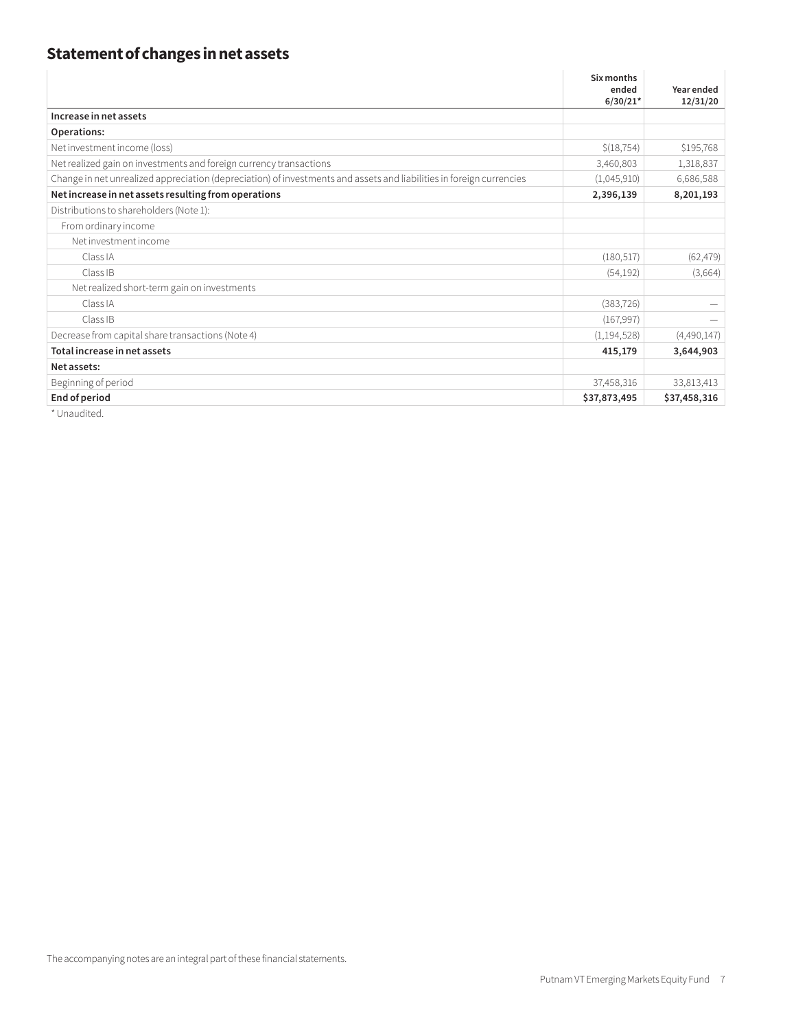## Statement of changes in net assets

| | Six months ended 6/30/21* | Year ended 12/31/20 |
|---|---|---|
| **Increase in net assets** | | |
| **Operations:** | | |
| Net investment income (loss) | $(18,754) | $195,768 |
| Net realized gain on investments and foreign currency transactions | 3,460,803 | 1,318,837 |
| Change in net unrealized appreciation (depreciation) of investments and assets and liabilities in foreign currencies | (1,045,910) | 6,686,588 |
| **Net increase in net assets resulting from operations** | **2,396,139** | **8,201,193** |
| Distributions to shareholders (Note 1): | | |
| From ordinary income | | |
| Net investment income | | |
| Class IA | (180,517) | (62,479) |
| Class IB | (54,192) | (3,664) |
| Net realized short-term gain on investments | | |
| Class IA | (383,726) | — |
| Class IB | (167,997) | — |
| Decrease from capital share transactions (Note 4) | (1,194,528) | (4,490,147) |
| **Total increase in net assets** | **415,179** | **3,644,903** |
| **Net assets:** | | |
| Beginning of period | 37,458,316 | 33,813,413 |
| **End of period** | **$37,873,495** | **$37,458,316** |

* Unaudited.

The accompanying notes are an integral part of these financial statements.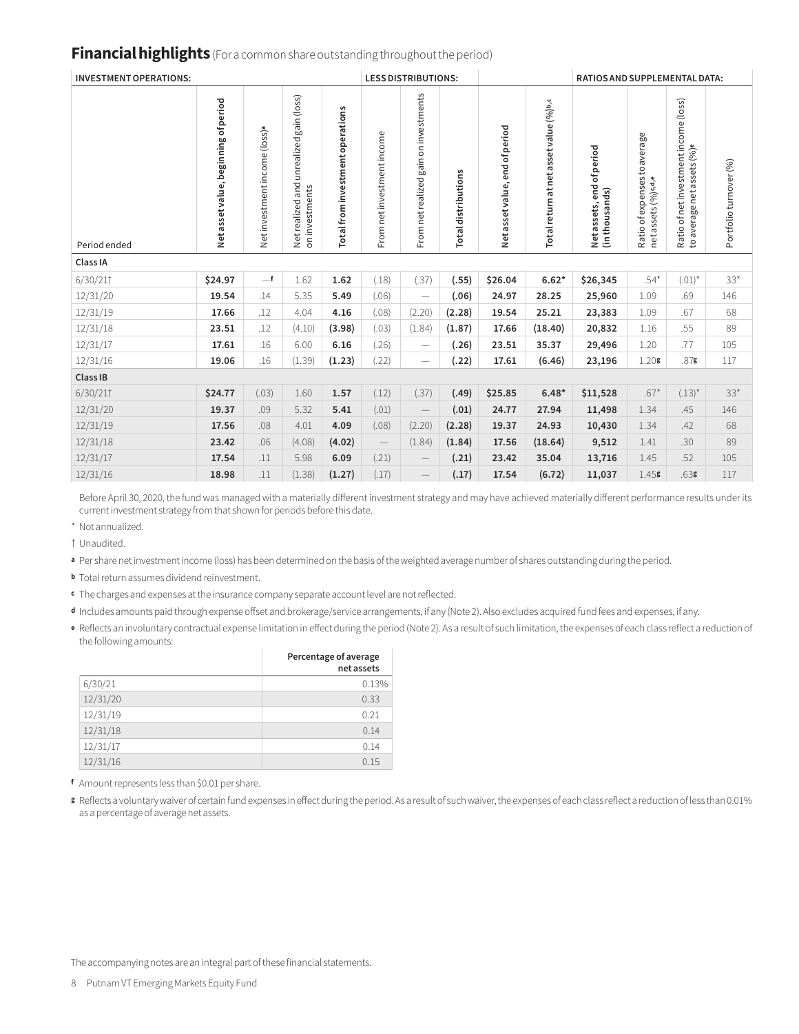## **Financial highlights** (For a common share outstanding throughout the period)

| INVESTMENT OPERATIONS: | | | | | LESS DISTRIBUTIONS: | | | | | RATIOS AND SUPPLEMENTAL DATA: | | | |
|---|---|---|---|---|---|---|---|---|---|---|---|---|---|
| Period ended | Net asset value, beginning of period | Net investment income (loss)[a] | Net realized and unrealized gain (loss) on investments | Total from investment operations | From net investment income | From net realized gain on investments | Total distributions | Net asset value, end of period | Total return at net asset value (%)[b,c] | Net assets, end of period (in thousands) | Ratio of expenses to average net assets (%)[c,d,e] | Ratio of net investment income (loss) to average net assets (%)[e] | Portfolio turnover (%) |
| **Class IA** | | | | | | | | | | | | | |
| 6/30/21† | **$24.97** | —[f] | 1.62 | **1.62** | (.18) | (.37) | **(.55)** | **$26.04** | **6.62*** | **$26,345** | .54* | (.01)* | 33* |
| 12/31/20 | **19.54** | .14 | 5.35 | **5.49** | (.06) | — | **(.06)** | **24.97** | **28.25** | **25,960** | 1.09 | .69 | 146 |
| 12/31/19 | **17.66** | .12 | 4.04 | **4.16** | (.08) | (2.20) | **(2.28)** | **19.54** | **25.21** | **23,383** | 1.09 | .67 | 68 |
| 12/31/18 | **23.51** | .12 | (4.10) | **(3.98)** | (.03) | (1.84) | **(1.87)** | **17.66** | **(18.40)** | **20,832** | 1.16 | .55 | 89 |
| 12/31/17 | **17.61** | .16 | 6.00 | **6.16** | (.26) | — | **(.26)** | **23.51** | **35.37** | **29,496** | 1.20 | .77 | 105 |
| 12/31/16 | **19.06** | .16 | (1.39) | **(1.23)** | (.22) | — | **(.22)** | **17.61** | **(6.46)** | **23,196** | 1.20[g] | .87[g] | 117 |
| **Class IB** | | | | | | | | | | | | | |
| 6/30/21† | **$24.77** | (.03) | 1.60 | **1.57** | (.12) | (.37) | **(.49)** | **$25.85** | **6.48*** | **$11,528** | .67* | (.13)* | 33* |
| 12/31/20 | **19.37** | .09 | 5.32 | **5.41** | (.01) | — | **(.01)** | **24.77** | **27.94** | **11,498** | 1.34 | .45 | 146 |
| 12/31/19 | **17.56** | .08 | 4.01 | **4.09** | (.08) | (2.20) | **(2.28)** | **19.37** | **24.93** | **10,430** | 1.34 | .42 | 68 |
| 12/31/18 | **23.42** | .06 | (4.08) | **(4.02)** | — | (1.84) | **(1.84)** | **17.56** | **(18.64)** | **9,512** | 1.41 | .30 | 89 |
| 12/31/17 | **17.54** | .11 | 5.98 | **6.09** | (.21) | — | **(.21)** | **23.42** | **35.04** | **13,716** | 1.45 | .52 | 105 |
| 12/31/16 | **18.98** | .11 | (1.38) | **(1.27)** | (.17) | — | **(.17)** | **17.54** | **(6.72)** | **11,037** | 1.45[g] | .63[g] | 117 |

Before April 30, 2020, the fund was managed with a materially different investment strategy and may have achieved materially different performance results under its current investment strategy from that shown for periods before this date.

\* Not annualized.

† Unaudited.

[a] Per share net investment income (loss) has been determined on the basis of the weighted average number of shares outstanding during the period.

[b] Total return assumes dividend reinvestment.

[c] The charges and expenses at the insurance company separate account level are not reflected.

[d] Includes amounts paid through expense offset and brokerage/service arrangements, if any (Note 2). Also excludes acquired fund fees and expenses, if any.

[e] Reflects an involuntary contractual expense limitation in effect during the period (Note 2). As a result of such limitation, the expenses of each class reflect a reduction of the following amounts:

| | Percentage of average net assets |
|---|---|
| 6/30/21 | 0.13% |
| 12/31/20 | 0.33 |
| 12/31/19 | 0.21 |
| 12/31/18 | 0.14 |
| 12/31/17 | 0.14 |
| 12/31/16 | 0.15 |

[f] Amount represents less than $0.01 per share.

[g] Reflects a voluntary waiver of certain fund expenses in effect during the period. As a result of such waiver, the expenses of each class reflect a reduction of less than 0.01% as a percentage of average net assets.

The accompanying notes are an integral part of these financial statements.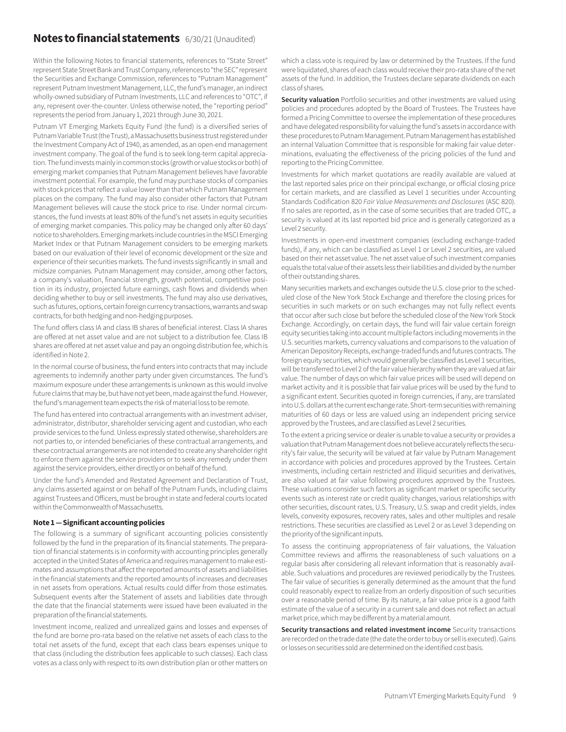# Notes to financial statements 6/30/21 (Unaudited)

Within the following Notes to financial statements, references to "State Street" represent State Street Bank and Trust Company, references to "the SEC" represent the Securities and Exchange Commission, references to "Putnam Management" represent Putnam Investment Management, LLC, the fund's manager, an indirect wholly-owned subsidiary of Putnam Investments, LLC and references to "OTC", if any, represent over-the-counter. Unless otherwise noted, the "reporting period" represents the period from January 1, 2021 through June 30, 2021.

Putnam VT Emerging Markets Equity Fund (the fund) is a diversified series of Putnam Variable Trust (the Trust), a Massachusetts business trust registered under the Investment Company Act of 1940, as amended, as an open-end management investment company. The goal of the fund is to seek long-term capital appreciation. The fund invests mainly in common stocks (growth or value stocks or both) of emerging market companies that Putnam Management believes have favorable investment potential. For example, the fund may purchase stocks of companies with stock prices that reflect a value lower than that which Putnam Management places on the company. The fund may also consider other factors that Putnam Management believes will cause the stock price to rise. Under normal circumstances, the fund invests at least 80% of the fund's net assets in equity securities of emerging market companies. This policy may be changed only after 60 days' notice to shareholders. Emerging markets include countries in the MSCI Emerging Market Index or that Putnam Management considers to be emerging markets based on our evaluation of their level of economic development or the size and experience of their securities markets. The fund invests significantly in small and midsize companies. Putnam Management may consider, among other factors, a company's valuation, financial strength, growth potential, competitive position in its industry, projected future earnings, cash flows and dividends when deciding whether to buy or sell investments. The fund may also use derivatives, such as futures, options, certain foreign currency transactions, warrants and swap contracts, for both hedging and non-hedging purposes.

The fund offers class IA and class IB shares of beneficial interest. Class IA shares are offered at net asset value and are not subject to a distribution fee. Class IB shares are offered at net asset value and pay an ongoing distribution fee, which is identified in Note 2.

In the normal course of business, the fund enters into contracts that may include agreements to indemnify another party under given circumstances. The fund's maximum exposure under these arrangements is unknown as this would involve future claims that may be, but have not yet been, made against the fund. However, the fund's management team expects the risk of material loss to be remote.

The fund has entered into contractual arrangements with an investment adviser, administrator, distributor, shareholder servicing agent and custodian, who each provide services to the fund. Unless expressly stated otherwise, shareholders are not parties to, or intended beneficiaries of these contractual arrangements, and these contractual arrangements are not intended to create any shareholder right to enforce them against the service providers or to seek any remedy under them against the service providers, either directly or on behalf of the fund.

Under the fund's Amended and Restated Agreement and Declaration of Trust, any claims asserted against or on behalf of the Putnam Funds, including claims against Trustees and Officers, must be brought in state and federal courts located within the Commonwealth of Massachusetts.

### Note 1 — Significant accounting policies

The following is a summary of significant accounting policies consistently followed by the fund in the preparation of its financial statements. The preparation of financial statements is in conformity with accounting principles generally accepted in the United States of America and requires management to make estimates and assumptions that affect the reported amounts of assets and liabilities in the financial statements and the reported amounts of increases and decreases in net assets from operations. Actual results could differ from those estimates. Subsequent events after the Statement of assets and liabilities date through the date that the financial statements were issued have been evaluated in the preparation of the financial statements.

Investment income, realized and unrealized gains and losses and expenses of the fund are borne pro-rata based on the relative net assets of each class to the total net assets of the fund, except that each class bears expenses unique to that class (including the distribution fees applicable to such classes). Each class votes as a class only with respect to its own distribution plan or other matters on which a class vote is required by law or determined by the Trustees. If the fund were liquidated, shares of each class would receive their pro-rata share of the net assets of the fund. In addition, the Trustees declare separate dividends on each class of shares.

**Security valuation** Portfolio securities and other investments are valued using policies and procedures adopted by the Board of Trustees. The Trustees have formed a Pricing Committee to oversee the implementation of these procedures and have delegated responsibility for valuing the fund's assets in accordance with these procedures to Putnam Management. Putnam Management has established an internal Valuation Committee that is responsible for making fair value determinations, evaluating the effectiveness of the pricing policies of the fund and reporting to the Pricing Committee.

Investments for which market quotations are readily available are valued at the last reported sales price on their principal exchange, or official closing price for certain markets, and are classified as Level 1 securities under Accounting Standards Codification 820 *Fair Value Measurements and Disclosures* (ASC 820). If no sales are reported, as in the case of some securities that are traded OTC, a security is valued at its last reported bid price and is generally categorized as a Level 2 security.

Investments in open-end investment companies (excluding exchange-traded funds), if any, which can be classified as Level 1 or Level 2 securities, are valued based on their net asset value. The net asset value of such investment companies equals the total value of their assets less their liabilities and divided by the number of their outstanding shares.

Many securities markets and exchanges outside the U.S. close prior to the scheduled close of the New York Stock Exchange and therefore the closing prices for securities in such markets or on such exchanges may not fully reflect events that occur after such close but before the scheduled close of the New York Stock Exchange. Accordingly, on certain days, the fund will fair value certain foreign equity securities taking into account multiple factors including movements in the U.S. securities markets, currency valuations and comparisons to the valuation of American Depository Receipts, exchange-traded funds and futures contracts. The foreign equity securities, which would generally be classified as Level 1 securities, will be transferred to Level 2 of the fair value hierarchy when they are valued at fair value. The number of days on which fair value prices will be used will depend on market activity and it is possible that fair value prices will be used by the fund to a significant extent. Securities quoted in foreign currencies, if any, are translated into U.S. dollars at the current exchange rate. Short-term securities with remaining maturities of 60 days or less are valued using an independent pricing service approved by the Trustees, and are classified as Level 2 securities.

To the extent a pricing service or dealer is unable to value a security or provides a valuation that Putnam Management does not believe accurately reflects the security's fair value, the security will be valued at fair value by Putnam Management in accordance with policies and procedures approved by the Trustees. Certain investments, including certain restricted and illiquid securities and derivatives, are also valued at fair value following procedures approved by the Trustees. These valuations consider such factors as significant market or specific security events such as interest rate or credit quality changes, various relationships with other securities, discount rates, U.S. Treasury, U.S. swap and credit yields, index levels, convexity exposures, recovery rates, sales and other multiples and resale restrictions. These securities are classified as Level 2 or as Level 3 depending on the priority of the significant inputs.

To assess the continuing appropriateness of fair valuations, the Valuation Committee reviews and affirms the reasonableness of such valuations on a regular basis after considering all relevant information that is reasonably available. Such valuations and procedures are reviewed periodically by the Trustees. The fair value of securities is generally determined as the amount that the fund could reasonably expect to realize from an orderly disposition of such securities over a reasonable period of time. By its nature, a fair value price is a good faith estimate of the value of a security in a current sale and does not reflect an actual market price, which may be different by a material amount.

**Security transactions and related investment income** Security transactions are recorded on the trade date (the date the order to buy or sell is executed). Gains or losses on securities sold are determined on the identified cost basis.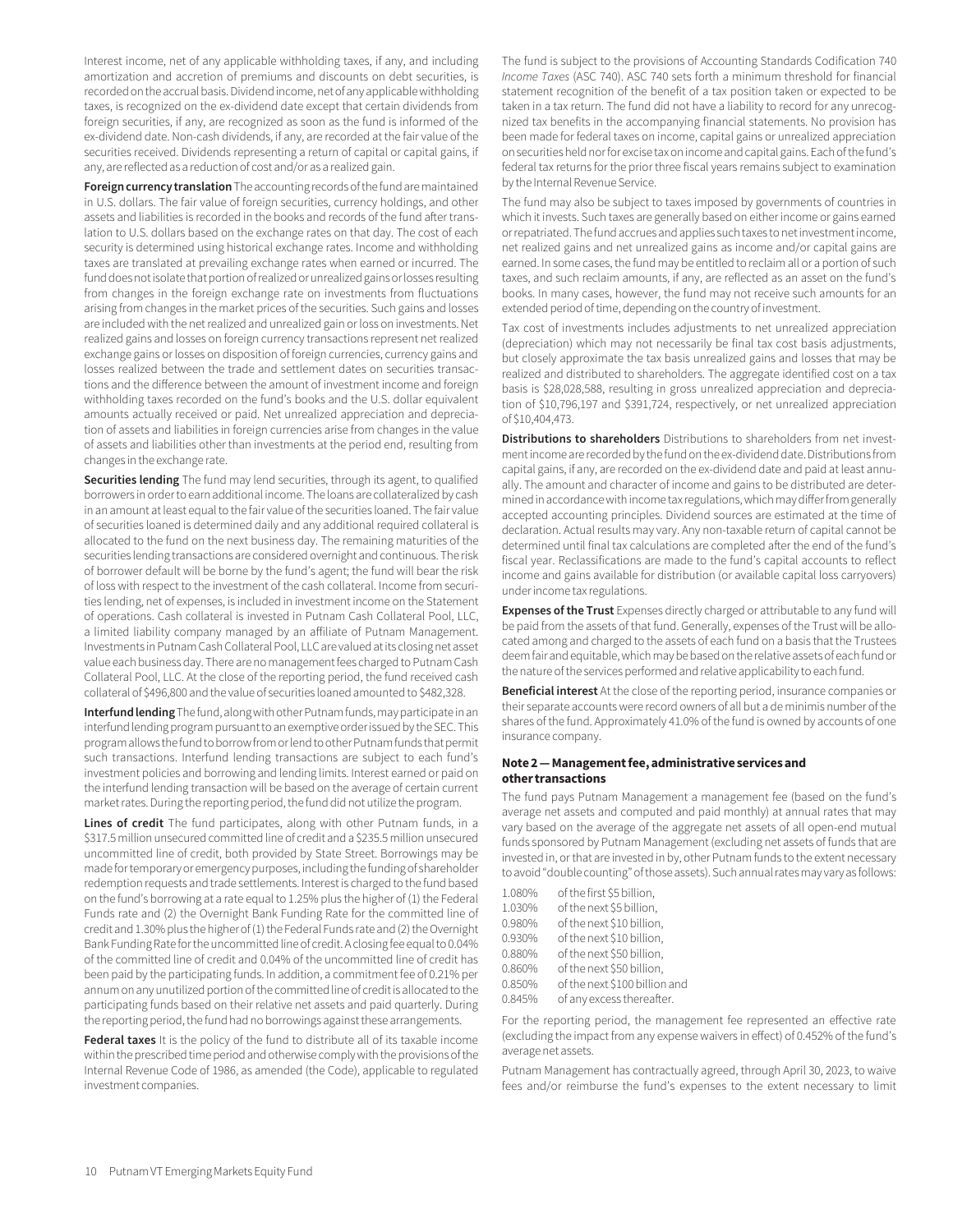Interest income, net of any applicable withholding taxes, if any, and including amortization and accretion of premiums and discounts on debt securities, is recorded on the accrual basis. Dividend income, net of any applicable withholding taxes, is recognized on the ex-dividend date except that certain dividends from foreign securities, if any, are recognized as soon as the fund is informed of the ex-dividend date. Non-cash dividends, if any, are recorded at the fair value of the securities received. Dividends representing a return of capital or capital gains, if any, are reflected as a reduction of cost and/or as a realized gain.

**Foreign currency translation** The accounting records of the fund are maintained in U.S. dollars. The fair value of foreign securities, currency holdings, and other assets and liabilities is recorded in the books and records of the fund after translation to U.S. dollars based on the exchange rates on that day. The cost of each security is determined using historical exchange rates. Income and withholding taxes are translated at prevailing exchange rates when earned or incurred. The fund does not isolate that portion of realized or unrealized gains or losses resulting from changes in the foreign exchange rate on investments from fluctuations arising from changes in the market prices of the securities. Such gains and losses are included with the net realized and unrealized gain or loss on investments. Net realized gains and losses on foreign currency transactions represent net realized exchange gains or losses on disposition of foreign currencies, currency gains and losses realized between the trade and settlement dates on securities transactions and the difference between the amount of investment income and foreign withholding taxes recorded on the fund's books and the U.S. dollar equivalent amounts actually received or paid. Net unrealized appreciation and depreciation of assets and liabilities in foreign currencies arise from changes in the value of assets and liabilities other than investments at the period end, resulting from changes in the exchange rate.

**Securities lending** The fund may lend securities, through its agent, to qualified borrowers in order to earn additional income. The loans are collateralized by cash in an amount at least equal to the fair value of the securities loaned. The fair value of securities loaned is determined daily and any additional required collateral is allocated to the fund on the next business day. The remaining maturities of the securities lending transactions are considered overnight and continuous. The risk of borrower default will be borne by the fund's agent; the fund will bear the risk of loss with respect to the investment of the cash collateral. Income from securities lending, net of expenses, is included in investment income on the Statement of operations. Cash collateral is invested in Putnam Cash Collateral Pool, LLC, a limited liability company managed by an affiliate of Putnam Management. Investments in Putnam Cash Collateral Pool, LLC are valued at its closing net asset value each business day. There are no management fees charged to Putnam Cash Collateral Pool, LLC. At the close of the reporting period, the fund received cash collateral of $496,800 and the value of securities loaned amounted to $482,328.

**Interfund lending** The fund, along with other Putnam funds, may participate in an interfund lending program pursuant to an exemptive order issued by the SEC. This program allows the fund to borrow from or lend to other Putnam funds that permit such transactions. Interfund lending transactions are subject to each fund's investment policies and borrowing and lending limits. Interest earned or paid on the interfund lending transaction will be based on the average of certain current market rates. During the reporting period, the fund did not utilize the program.

**Lines of credit** The fund participates, along with other Putnam funds, in a $317.5 million unsecured committed line of credit and a $235.5 million unsecured uncommitted line of credit, both provided by State Street. Borrowings may be made for temporary or emergency purposes, including the funding of shareholder redemption requests and trade settlements. Interest is charged to the fund based on the fund's borrowing at a rate equal to 1.25% plus the higher of (1) the Federal Funds rate and (2) the Overnight Bank Funding Rate for the committed line of credit and 1.30% plus the higher of (1) the Federal Funds rate and (2) the Overnight Bank Funding Rate for the uncommitted line of credit. A closing fee equal to 0.04% of the committed line of credit and 0.04% of the uncommitted line of credit has been paid by the participating funds. In addition, a commitment fee of 0.21% per annum on any unutilized portion of the committed line of credit is allocated to the participating funds based on their relative net assets and paid quarterly. During the reporting period, the fund had no borrowings against these arrangements.

**Federal taxes** It is the policy of the fund to distribute all of its taxable income within the prescribed time period and otherwise comply with the provisions of the Internal Revenue Code of 1986, as amended (the Code), applicable to regulated investment companies.

The fund is subject to the provisions of Accounting Standards Codification 740 *Income Taxes* (ASC 740). ASC 740 sets forth a minimum threshold for financial statement recognition of the benefit of a tax position taken or expected to be taken in a tax return. The fund did not have a liability to record for any unrecognized tax benefits in the accompanying financial statements. No provision has been made for federal taxes on income, capital gains or unrealized appreciation on securities held nor for excise tax on income and capital gains. Each of the fund's federal tax returns for the prior three fiscal years remains subject to examination by the Internal Revenue Service.

The fund may also be subject to taxes imposed by governments of countries in which it invests. Such taxes are generally based on either income or gains earned or repatriated. The fund accrues and applies such taxes to net investment income, net realized gains and net unrealized gains as income and/or capital gains are earned. In some cases, the fund may be entitled to reclaim all or a portion of such taxes, and such reclaim amounts, if any, are reflected as an asset on the fund's books. In many cases, however, the fund may not receive such amounts for an extended period of time, depending on the country of investment.

Tax cost of investments includes adjustments to net unrealized appreciation (depreciation) which may not necessarily be final tax cost basis adjustments, but closely approximate the tax basis unrealized gains and losses that may be realized and distributed to shareholders. The aggregate identified cost on a tax basis is $28,028,588, resulting in gross unrealized appreciation and depreciation of $10,796,197 and $391,724, respectively, or net unrealized appreciation of $10,404,473.

**Distributions to shareholders** Distributions to shareholders from net investment income are recorded by the fund on the ex-dividend date. Distributions from capital gains, if any, are recorded on the ex-dividend date and paid at least annually. The amount and character of income and gains to be distributed are determined in accordance with income tax regulations, which may differ from generally accepted accounting principles. Dividend sources are estimated at the time of declaration. Actual results may vary. Any non-taxable return of capital cannot be determined until final tax calculations are completed after the end of the fund's fiscal year. Reclassifications are made to the fund's capital accounts to reflect income and gains available for distribution (or available capital loss carryovers) under income tax regulations.

**Expenses of the Trust** Expenses directly charged or attributable to any fund will be paid from the assets of that fund. Generally, expenses of the Trust will be allocated among and charged to the assets of each fund on a basis that the Trustees deem fair and equitable, which may be based on the relative assets of each fund or the nature of the services performed and relative applicability to each fund.

**Beneficial interest** At the close of the reporting period, insurance companies or their separate accounts were record owners of all but a de minimis number of the shares of the fund. Approximately 41.0% of the fund is owned by accounts of one insurance company.

### Note 2 — Management fee, administrative services and other transactions

The fund pays Putnam Management a management fee (based on the fund's average net assets and computed and paid monthly) at annual rates that may vary based on the average of the aggregate net assets of all open-end mutual funds sponsored by Putnam Management (excluding net assets of funds that are invested in, or that are invested in by, other Putnam funds to the extent necessary to avoid "double counting" of those assets). Such annual rates may vary as follows:

| | |
|---|---|
| 1.080% | of the first $5 billion, |
| 1.030% | of the next $5 billion, |
| 0.980% | of the next $10 billion, |
| 0.930% | of the next $10 billion, |
| 0.880% | of the next $50 billion, |
| 0.860% | of the next $50 billion, |
| 0.850% | of the next $100 billion and |
| 0.845% | of any excess thereafter. |

For the reporting period, the management fee represented an effective rate (excluding the impact from any expense waivers in effect) of 0.452% of the fund's average net assets.

Putnam Management has contractually agreed, through April 30, 2023, to waive fees and/or reimburse the fund's expenses to the extent necessary to limit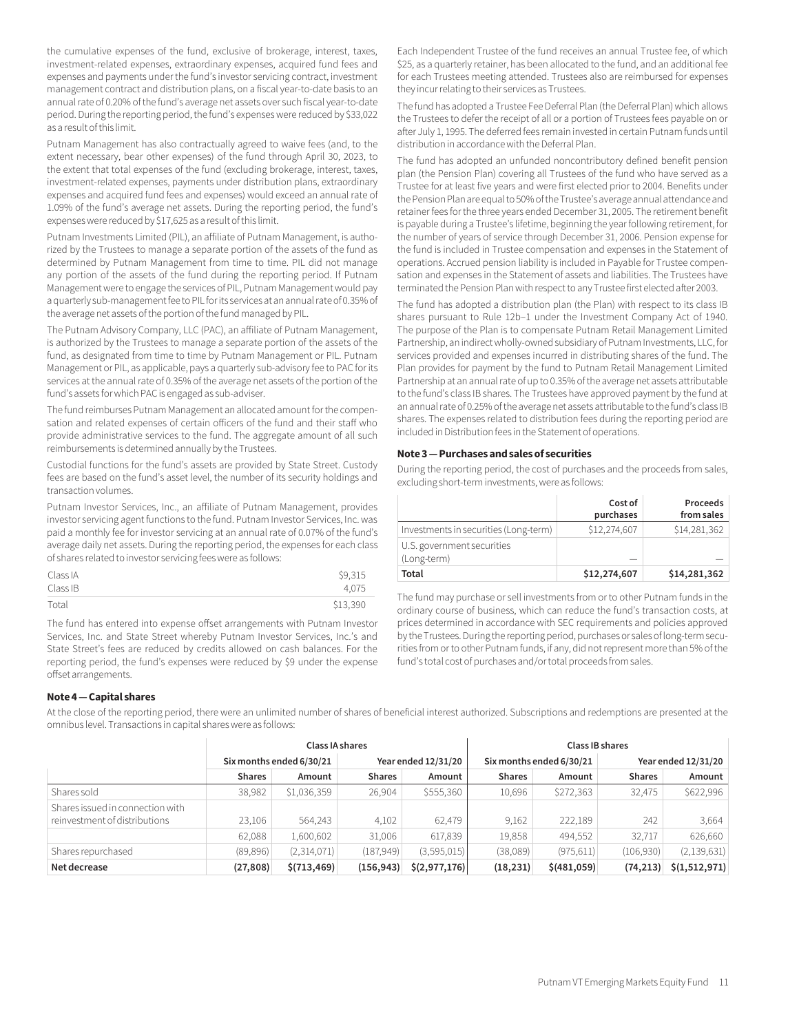the cumulative expenses of the fund, exclusive of brokerage, interest, taxes, investment-related expenses, extraordinary expenses, acquired fund fees and expenses and payments under the fund's investor servicing contract, investment management contract and distribution plans, on a fiscal year-to-date basis to an annual rate of 0.20% of the fund's average net assets over such fiscal year-to-date period. During the reporting period, the fund's expenses were reduced by $33,022 as a result of this limit.

Putnam Management has also contractually agreed to waive fees (and, to the extent necessary, bear other expenses) of the fund through April 30, 2023, to the extent that total expenses of the fund (excluding brokerage, interest, taxes, investment-related expenses, payments under distribution plans, extraordinary expenses and acquired fund fees and expenses) would exceed an annual rate of 1.09% of the fund's average net assets. During the reporting period, the fund's expenses were reduced by $17,625 as a result of this limit.

Putnam Investments Limited (PIL), an affiliate of Putnam Management, is authorized by the Trustees to manage a separate portion of the assets of the fund as determined by Putnam Management from time to time. PIL did not manage any portion of the assets of the fund during the reporting period. If Putnam Management were to engage the services of PIL, Putnam Management would pay a quarterly sub-management fee to PIL for its services at an annual rate of 0.35% of the average net assets of the portion of the fund managed by PIL.

The Putnam Advisory Company, LLC (PAC), an affiliate of Putnam Management, is authorized by the Trustees to manage a separate portion of the assets of the fund, as designated from time to time by Putnam Management or PIL. Putnam Management or PIL, as applicable, pays a quarterly sub-advisory fee to PAC for its services at the annual rate of 0.35% of the average net assets of the portion of the fund's assets for which PAC is engaged as sub-adviser.

The fund reimburses Putnam Management an allocated amount for the compensation and related expenses of certain officers of the fund and their staff who provide administrative services to the fund. The aggregate amount of all such reimbursements is determined annually by the Trustees.

Custodial functions for the fund's assets are provided by State Street. Custody fees are based on the fund's asset level, the number of its security holdings and transaction volumes.

Putnam Investor Services, Inc., an affiliate of Putnam Management, provides investor servicing agent functions to the fund. Putnam Investor Services, Inc. was paid a monthly fee for investor servicing at an annual rate of 0.07% of the fund's average daily net assets. During the reporting period, the expenses for each class of shares related to investor servicing fees were as follows:

| | |
|---|---|
| Class IA | $9,315 |
| Class IB | 4,075 |
| Total | $13,390 |

The fund has entered into expense offset arrangements with Putnam Investor Services, Inc. and State Street whereby Putnam Investor Services, Inc.'s and State Street's fees are reduced by credits allowed on cash balances. For the reporting period, the fund's expenses were reduced by $9 under the expense offset arrangements.

Each Independent Trustee of the fund receives an annual Trustee fee, of which $25, as a quarterly retainer, has been allocated to the fund, and an additional fee for each Trustees meeting attended. Trustees also are reimbursed for expenses they incur relating to their services as Trustees.

The fund has adopted a Trustee Fee Deferral Plan (the Deferral Plan) which allows the Trustees to defer the receipt of all or a portion of Trustees fees payable on or after July 1, 1995. The deferred fees remain invested in certain Putnam funds until distribution in accordance with the Deferral Plan.

The fund has adopted an unfunded noncontributory defined benefit pension plan (the Pension Plan) covering all Trustees of the fund who have served as a Trustee for at least five years and were first elected prior to 2004. Benefits under the Pension Plan are equal to 50% of the Trustee's average annual attendance and retainer fees for the three years ended December 31, 2005. The retirement benefit is payable during a Trustee's lifetime, beginning the year following retirement, for the number of years of service through December 31, 2006. Pension expense for the fund is included in Trustee compensation and expenses in the Statement of operations. Accrued pension liability is included in Payable for Trustee compensation and expenses in the Statement of assets and liabilities. The Trustees have terminated the Pension Plan with respect to any Trustee first elected after 2003.

The fund has adopted a distribution plan (the Plan) with respect to its class IB shares pursuant to Rule 12b–1 under the Investment Company Act of 1940. The purpose of the Plan is to compensate Putnam Retail Management Limited Partnership, an indirect wholly-owned subsidiary of Putnam Investments, LLC, for services provided and expenses incurred in distributing shares of the fund. The Plan provides for payment by the fund to Putnam Retail Management Limited Partnership at an annual rate of up to 0.35% of the average net assets attributable to the fund's class IB shares. The Trustees have approved payment by the fund at an annual rate of 0.25% of the average net assets attributable to the fund's class IB shares. The expenses related to distribution fees during the reporting period are included in Distribution fees in the Statement of operations.

### Note 3 — Purchases and sales of securities

During the reporting period, the cost of purchases and the proceeds from sales, excluding short-term investments, were as follows:

| | Cost of purchases | Proceeds from sales |
|---|---|---|
| Investments in securities (Long-term) | $12,274,607 | $14,281,362 |
| U.S. government securities (Long-term) | — | — |
| **Total** | **$12,274,607** | **$14,281,362** |

The fund may purchase or sell investments from or to other Putnam funds in the ordinary course of business, which can reduce the fund's transaction costs, at prices determined in accordance with SEC requirements and policies approved by the Trustees. During the reporting period, purchases or sales of long-term securities from or to other Putnam funds, if any, did not represent more than 5% of the fund's total cost of purchases and/or total proceeds from sales.

### Note 4 — Capital shares

At the close of the reporting period, there were an unlimited number of shares of beneficial interest authorized. Subscriptions and redemptions are presented at the omnibus level. Transactions in capital shares were as follows:

| | Class IA shares | | | | Class IB shares | | | |
|---|---|---|---|---|---|---|---|---|
| | Six months ended 6/30/21 | | Year ended 12/31/20 | | Six months ended 6/30/21 | | Year ended 12/31/20 | |
| | **Shares** | **Amount** | **Shares** | **Amount** | **Shares** | **Amount** | **Shares** | **Amount** |
| Shares sold | 38,982 | $1,036,359 | 26,904 | $555,360 | 10,696 | $272,363 | 32,475 | $622,996 |
| Shares issued in connection with reinvestment of distributions | 23,106 | 564,243 | 4,102 | 62,479 | 9,162 | 222,189 | 242 | 3,664 |
| | 62,088 | 1,600,602 | 31,006 | 617,839 | 19,858 | 494,552 | 32,717 | 626,660 |
| Shares repurchased | (89,896) | (2,314,071) | (187,949) | (3,595,015) | (38,089) | (975,611) | (106,930) | (2,139,631) |
| **Net decrease** | **(27,808)** | **$(713,469)** | **(156,943)** | **$(2,977,176)** | **(18,231)** | **$(481,059)** | **(74,213)** | **$(1,512,971)** |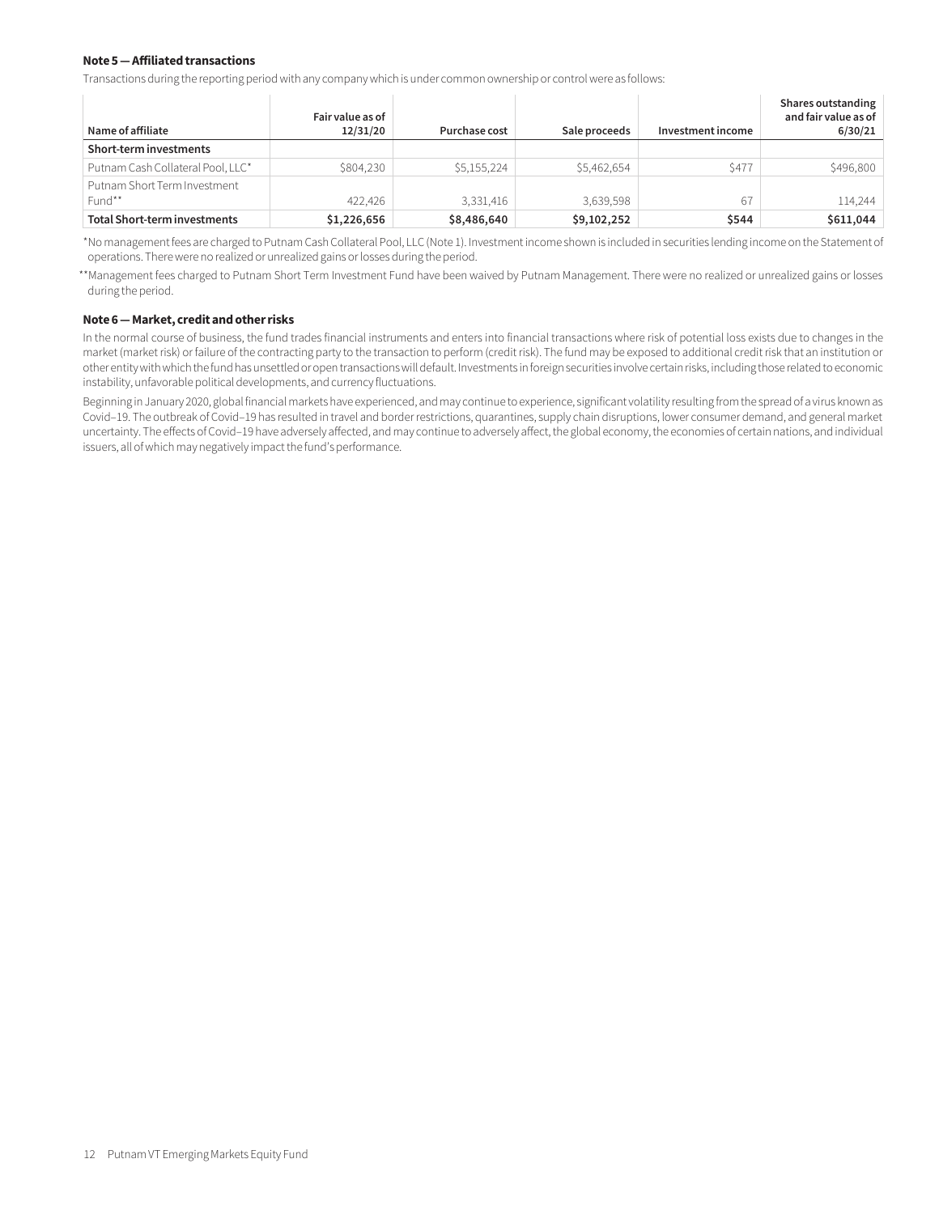**Note 5 — Affiliated transactions**

Transactions during the reporting period with any company which is under common ownership or control were as follows:

| Name of affiliate | Fair value as of 12/31/20 | Purchase cost | Sale proceeds | Investment income | Shares outstanding and fair value as of 6/30/21 |
|---|---|---|---|---|---|
| **Short-term investments** | | | | | |
| Putnam Cash Collateral Pool, LLC* | $804,230 | $5,155,224 | $5,462,654 | $477 | $496,800 |
| Putnam Short Term Investment Fund** | 422,426 | 3,331,416 | 3,639,598 | 67 | 114,244 |
| **Total Short-term investments** | **$1,226,656** | **$8,486,640** | **$9,102,252** | **$544** | **$611,044** |

*No management fees are charged to Putnam Cash Collateral Pool, LLC (Note 1). Investment income shown is included in securities lending income on the Statement of operations. There were no realized or unrealized gains or losses during the period.

**Management fees charged to Putnam Short Term Investment Fund have been waived by Putnam Management. There were no realized or unrealized gains or losses during the period.

**Note 6 — Market, credit and other risks**

In the normal course of business, the fund trades financial instruments and enters into financial transactions where risk of potential loss exists due to changes in the market (market risk) or failure of the contracting party to the transaction to perform (credit risk). The fund may be exposed to additional credit risk that an institution or other entity with which the fund has unsettled or open transactions will default. Investments in foreign securities involve certain risks, including those related to economic instability, unfavorable political developments, and currency fluctuations.

Beginning in January 2020, global financial markets have experienced, and may continue to experience, significant volatility resulting from the spread of a virus known as Covid–19. The outbreak of Covid–19 has resulted in travel and border restrictions, quarantines, supply chain disruptions, lower consumer demand, and general market uncertainty. The effects of Covid–19 have adversely affected, and may continue to adversely affect, the global economy, the economies of certain nations, and individual issuers, all of which may negatively impact the fund's performance.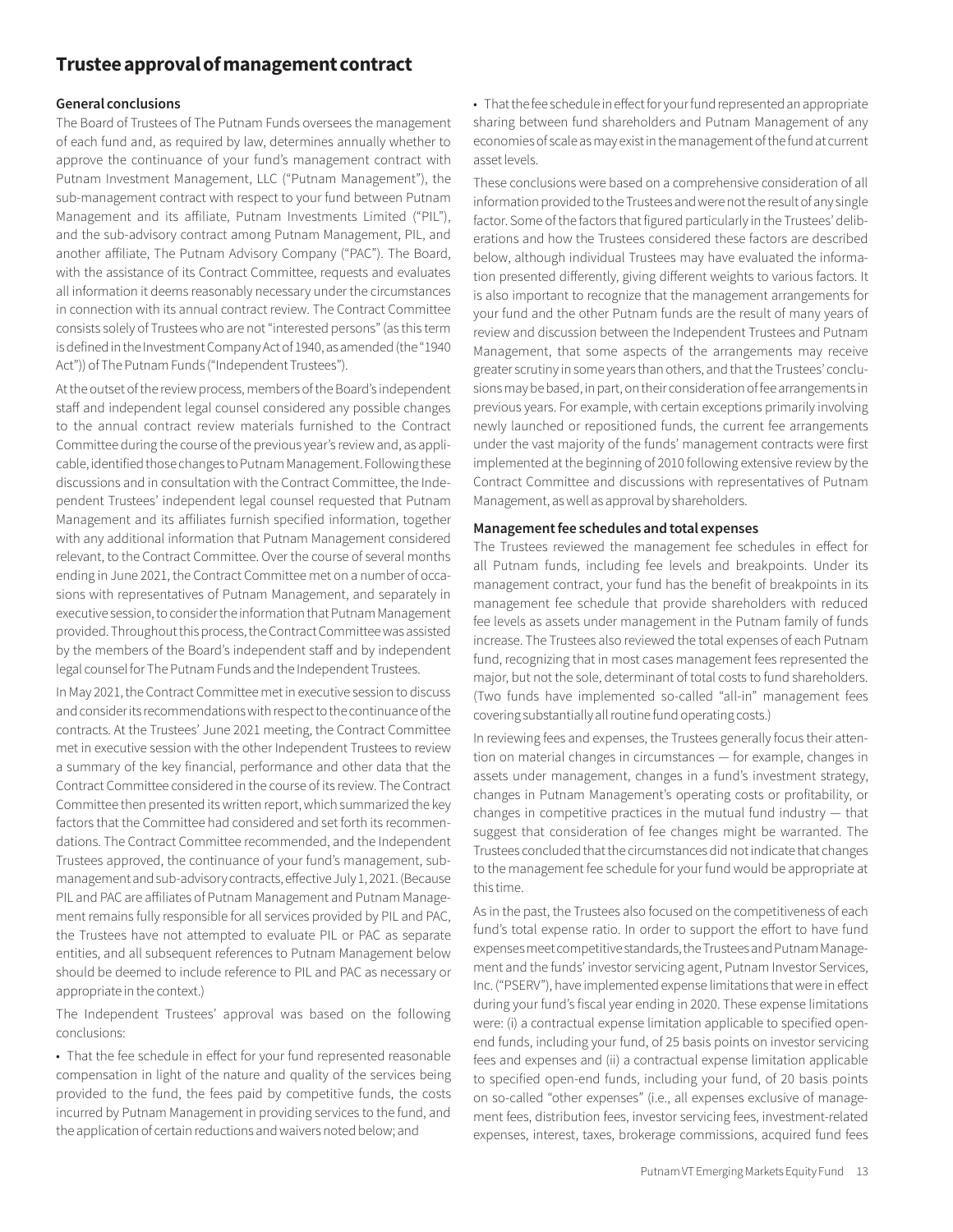# Trustee approval of management contract

### General conclusions

The Board of Trustees of The Putnam Funds oversees the management of each fund and, as required by law, determines annually whether to approve the continuance of your fund's management contract with Putnam Investment Management, LLC ("Putnam Management"), the sub-management contract with respect to your fund between Putnam Management and its affiliate, Putnam Investments Limited ("PIL"), and the sub-advisory contract among Putnam Management, PIL, and another affiliate, The Putnam Advisory Company ("PAC"). The Board, with the assistance of its Contract Committee, requests and evaluates all information it deems reasonably necessary under the circumstances in connection with its annual contract review. The Contract Committee consists solely of Trustees who are not "interested persons" (as this term is defined in the Investment Company Act of 1940, as amended (the "1940 Act")) of The Putnam Funds ("Independent Trustees").

At the outset of the review process, members of the Board's independent staff and independent legal counsel considered any possible changes to the annual contract review materials furnished to the Contract Committee during the course of the previous year's review and, as applicable, identified those changes to Putnam Management. Following these discussions and in consultation with the Contract Committee, the Independent Trustees' independent legal counsel requested that Putnam Management and its affiliates furnish specified information, together with any additional information that Putnam Management considered relevant, to the Contract Committee. Over the course of several months ending in June 2021, the Contract Committee met on a number of occasions with representatives of Putnam Management, and separately in executive session, to consider the information that Putnam Management provided. Throughout this process, the Contract Committee was assisted by the members of the Board's independent staff and by independent legal counsel for The Putnam Funds and the Independent Trustees.

In May 2021, the Contract Committee met in executive session to discuss and consider its recommendations with respect to the continuance of the contracts. At the Trustees' June 2021 meeting, the Contract Committee met in executive session with the other Independent Trustees to review a summary of the key financial, performance and other data that the Contract Committee considered in the course of its review. The Contract Committee then presented its written report, which summarized the key factors that the Committee had considered and set forth its recommendations. The Contract Committee recommended, and the Independent Trustees approved, the continuance of your fund's management, sub-management and sub-advisory contracts, effective July 1, 2021. (Because PIL and PAC are affiliates of Putnam Management and Putnam Management remains fully responsible for all services provided by PIL and PAC, the Trustees have not attempted to evaluate PIL or PAC as separate entities, and all subsequent references to Putnam Management below should be deemed to include reference to PIL and PAC as necessary or appropriate in the context.)

The Independent Trustees' approval was based on the following conclusions:

- That the fee schedule in effect for your fund represented reasonable compensation in light of the nature and quality of the services being provided to the fund, the fees paid by competitive funds, the costs incurred by Putnam Management in providing services to the fund, and the application of certain reductions and waivers noted below; and
- That the fee schedule in effect for your fund represented an appropriate sharing between fund shareholders and Putnam Management of any economies of scale as may exist in the management of the fund at current asset levels.

These conclusions were based on a comprehensive consideration of all information provided to the Trustees and were not the result of any single factor. Some of the factors that figured particularly in the Trustees' deliberations and how the Trustees considered these factors are described below, although individual Trustees may have evaluated the information presented differently, giving different weights to various factors. It is also important to recognize that the management arrangements for your fund and the other Putnam funds are the result of many years of review and discussion between the Independent Trustees and Putnam Management, that some aspects of the arrangements may receive greater scrutiny in some years than others, and that the Trustees' conclusions may be based, in part, on their consideration of fee arrangements in previous years. For example, with certain exceptions primarily involving newly launched or repositioned funds, the current fee arrangements under the vast majority of the funds' management contracts were first implemented at the beginning of 2010 following extensive review by the Contract Committee and discussions with representatives of Putnam Management, as well as approval by shareholders.

### Management fee schedules and total expenses

The Trustees reviewed the management fee schedules in effect for all Putnam funds, including fee levels and breakpoints. Under its management contract, your fund has the benefit of breakpoints in its management fee schedule that provide shareholders with reduced fee levels as assets under management in the Putnam family of funds increase. The Trustees also reviewed the total expenses of each Putnam fund, recognizing that in most cases management fees represented the major, but not the sole, determinant of total costs to fund shareholders. (Two funds have implemented so-called "all-in" management fees covering substantially all routine fund operating costs.)

In reviewing fees and expenses, the Trustees generally focus their attention on material changes in circumstances — for example, changes in assets under management, changes in a fund's investment strategy, changes in Putnam Management's operating costs or profitability, or changes in competitive practices in the mutual fund industry — that suggest that consideration of fee changes might be warranted. The Trustees concluded that the circumstances did not indicate that changes to the management fee schedule for your fund would be appropriate at this time.

As in the past, the Trustees also focused on the competitiveness of each fund's total expense ratio. In order to support the effort to have fund expenses meet competitive standards, the Trustees and Putnam Management and the funds' investor servicing agent, Putnam Investor Services, Inc. ("PSERV"), have implemented expense limitations that were in effect during your fund's fiscal year ending in 2020. These expense limitations were: (i) a contractual expense limitation applicable to specified open-end funds, including your fund, of 25 basis points on investor servicing fees and expenses and (ii) a contractual expense limitation applicable to specified open-end funds, including your fund, of 20 basis points on so-called "other expenses" (i.e., all expenses exclusive of management fees, distribution fees, investor servicing fees, investment-related expenses, interest, taxes, brokerage commissions, acquired fund fees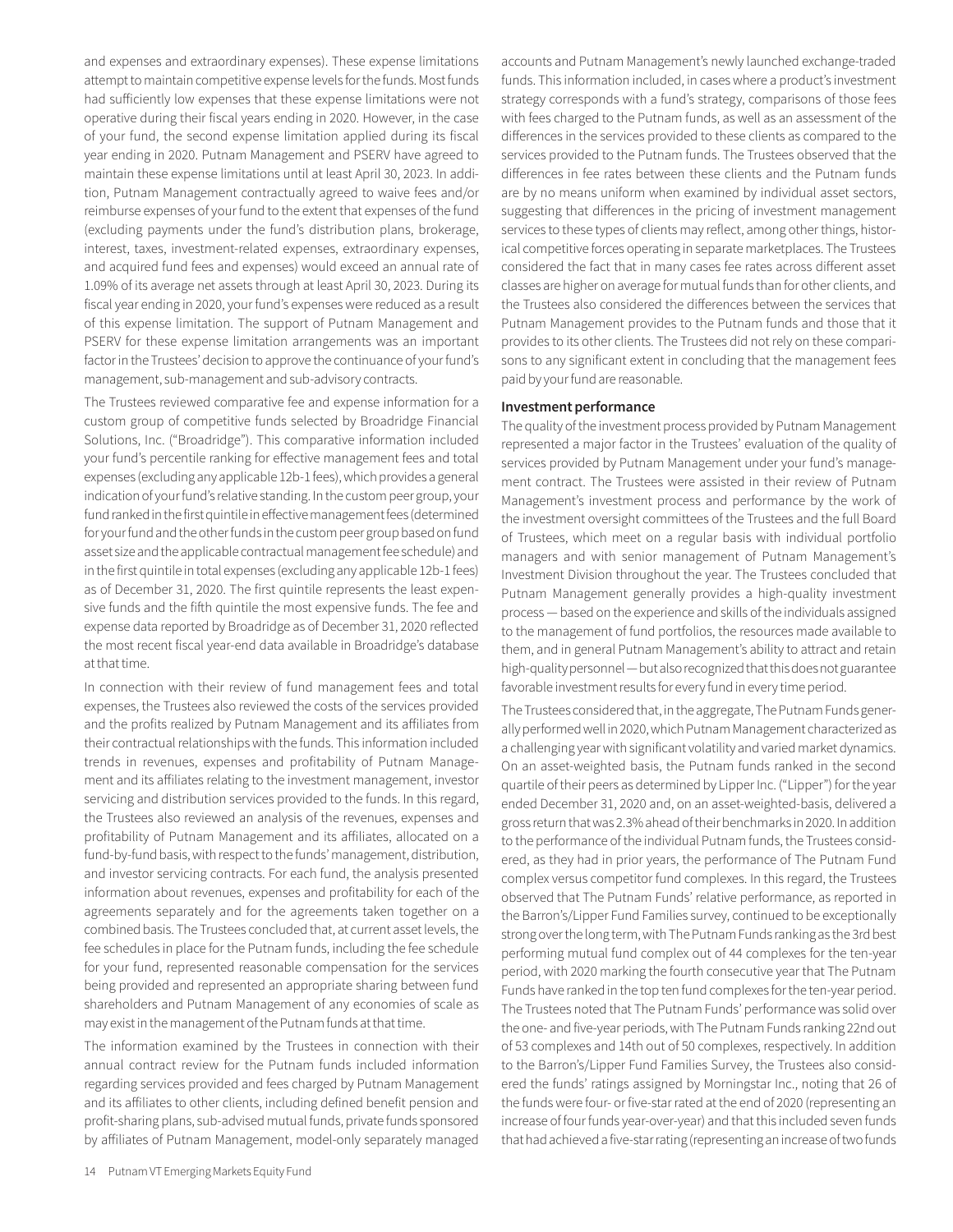and expenses and extraordinary expenses). These expense limitations attempt to maintain competitive expense levels for the funds. Most funds had sufficiently low expenses that these expense limitations were not operative during their fiscal years ending in 2020. However, in the case of your fund, the second expense limitation applied during its fiscal year ending in 2020. Putnam Management and PSERV have agreed to maintain these expense limitations until at least April 30, 2023. In addition, Putnam Management contractually agreed to waive fees and/or reimburse expenses of your fund to the extent that expenses of the fund (excluding payments under the fund's distribution plans, brokerage, interest, taxes, investment-related expenses, extraordinary expenses, and acquired fund fees and expenses) would exceed an annual rate of 1.09% of its average net assets through at least April 30, 2023. During its fiscal year ending in 2020, your fund's expenses were reduced as a result of this expense limitation. The support of Putnam Management and PSERV for these expense limitation arrangements was an important factor in the Trustees' decision to approve the continuance of your fund's management, sub-management and sub-advisory contracts.

The Trustees reviewed comparative fee and expense information for a custom group of competitive funds selected by Broadridge Financial Solutions, Inc. ("Broadridge"). This comparative information included your fund's percentile ranking for effective management fees and total expenses (excluding any applicable 12b-1 fees), which provides a general indication of your fund's relative standing. In the custom peer group, your fund ranked in the first quintile in effective management fees (determined for your fund and the other funds in the custom peer group based on fund asset size and the applicable contractual management fee schedule) and in the first quintile in total expenses (excluding any applicable 12b-1 fees) as of December 31, 2020. The first quintile represents the least expensive funds and the fifth quintile the most expensive funds. The fee and expense data reported by Broadridge as of December 31, 2020 reflected the most recent fiscal year-end data available in Broadridge's database at that time.

In connection with their review of fund management fees and total expenses, the Trustees also reviewed the costs of the services provided and the profits realized by Putnam Management and its affiliates from their contractual relationships with the funds. This information included trends in revenues, expenses and profitability of Putnam Management and its affiliates relating to the investment management, investor servicing and distribution services provided to the funds. In this regard, the Trustees also reviewed an analysis of the revenues, expenses and profitability of Putnam Management and its affiliates, allocated on a fund-by-fund basis, with respect to the funds' management, distribution, and investor servicing contracts. For each fund, the analysis presented information about revenues, expenses and profitability for each of the agreements separately and for the agreements taken together on a combined basis. The Trustees concluded that, at current asset levels, the fee schedules in place for the Putnam funds, including the fee schedule for your fund, represented reasonable compensation for the services being provided and represented an appropriate sharing between fund shareholders and Putnam Management of any economies of scale as may exist in the management of the Putnam funds at that time.

The information examined by the Trustees in connection with their annual contract review for the Putnam funds included information regarding services provided and fees charged by Putnam Management and its affiliates to other clients, including defined benefit pension and profit-sharing plans, sub-advised mutual funds, private funds sponsored by affiliates of Putnam Management, model-only separately managed accounts and Putnam Management's newly launched exchange-traded funds. This information included, in cases where a product's investment strategy corresponds with a fund's strategy, comparisons of those fees with fees charged to the Putnam funds, as well as an assessment of the differences in the services provided to these clients as compared to the services provided to the Putnam funds. The Trustees observed that the differences in fee rates between these clients and the Putnam funds are by no means uniform when examined by individual asset sectors, suggesting that differences in the pricing of investment management services to these types of clients may reflect, among other things, historical competitive forces operating in separate marketplaces. The Trustees considered the fact that in many cases fee rates across different asset classes are higher on average for mutual funds than for other clients, and the Trustees also considered the differences between the services that Putnam Management provides to the Putnam funds and those that it provides to its other clients. The Trustees did not rely on these comparisons to any significant extent in concluding that the management fees paid by your fund are reasonable.

**Investment performance**

The quality of the investment process provided by Putnam Management represented a major factor in the Trustees' evaluation of the quality of services provided by Putnam Management under your fund's management contract. The Trustees were assisted in their review of Putnam Management's investment process and performance by the work of the investment oversight committees of the Trustees and the full Board of Trustees, which meet on a regular basis with individual portfolio managers and with senior management of Putnam Management's Investment Division throughout the year. The Trustees concluded that Putnam Management generally provides a high-quality investment process — based on the experience and skills of the individuals assigned to the management of fund portfolios, the resources made available to them, and in general Putnam Management's ability to attract and retain high-quality personnel — but also recognized that this does not guarantee favorable investment results for every fund in every time period.

The Trustees considered that, in the aggregate, The Putnam Funds generally performed well in 2020, which Putnam Management characterized as a challenging year with significant volatility and varied market dynamics. On an asset-weighted basis, the Putnam funds ranked in the second quartile of their peers as determined by Lipper Inc. ("Lipper") for the year ended December 31, 2020 and, on an asset-weighted-basis, delivered a gross return that was 2.3% ahead of their benchmarks in 2020. In addition to the performance of the individual Putnam funds, the Trustees considered, as they had in prior years, the performance of The Putnam Fund complex versus competitor fund complexes. In this regard, the Trustees observed that The Putnam Funds' relative performance, as reported in the Barron's/Lipper Fund Families survey, continued to be exceptionally strong over the long term, with The Putnam Funds ranking as the 3rd best performing mutual fund complex out of 44 complexes for the ten-year period, with 2020 marking the fourth consecutive year that The Putnam Funds have ranked in the top ten fund complexes for the ten-year period. The Trustees noted that The Putnam Funds' performance was solid over the one- and five-year periods, with The Putnam Funds ranking 22nd out of 53 complexes and 14th out of 50 complexes, respectively. In addition to the Barron's/Lipper Fund Families Survey, the Trustees also considered the funds' ratings assigned by Morningstar Inc., noting that 26 of the funds were four- or five-star rated at the end of 2020 (representing an increase of four funds year-over-year) and that this included seven funds that had achieved a five-star rating (representing an increase of two funds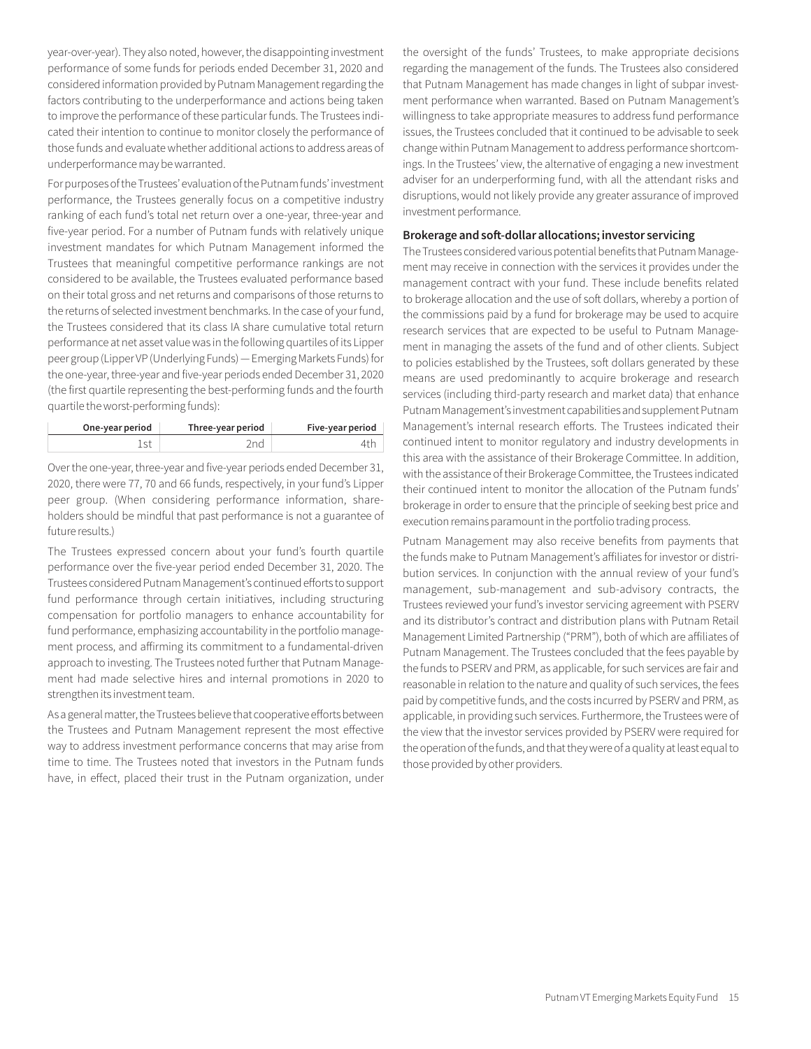year-over-year). They also noted, however, the disappointing investment performance of some funds for periods ended December 31, 2020 and considered information provided by Putnam Management regarding the factors contributing to the underperformance and actions being taken to improve the performance of these particular funds. The Trustees indicated their intention to continue to monitor closely the performance of those funds and evaluate whether additional actions to address areas of underperformance may be warranted.

For purposes of the Trustees' evaluation of the Putnam funds' investment performance, the Trustees generally focus on a competitive industry ranking of each fund's total net return over a one-year, three-year and five-year period. For a number of Putnam funds with relatively unique investment mandates for which Putnam Management informed the Trustees that meaningful competitive performance rankings are not considered to be available, the Trustees evaluated performance based on their total gross and net returns and comparisons of those returns to the returns of selected investment benchmarks. In the case of your fund, the Trustees considered that its class IA share cumulative total return performance at net asset value was in the following quartiles of its Lipper peer group (Lipper VP (Underlying Funds) — Emerging Markets Funds) for the one-year, three-year and five-year periods ended December 31, 2020 (the first quartile representing the best-performing funds and the fourth quartile the worst-performing funds):

| One-year period | Three-year period | Five-year period |
|---|---|---|
| 1st | 2nd | 4th |

Over the one-year, three-year and five-year periods ended December 31, 2020, there were 77, 70 and 66 funds, respectively, in your fund's Lipper peer group. (When considering performance information, shareholders should be mindful that past performance is not a guarantee of future results.)

The Trustees expressed concern about your fund's fourth quartile performance over the five-year period ended December 31, 2020. The Trustees considered Putnam Management's continued efforts to support fund performance through certain initiatives, including structuring compensation for portfolio managers to enhance accountability for fund performance, emphasizing accountability in the portfolio management process, and affirming its commitment to a fundamental-driven approach to investing. The Trustees noted further that Putnam Management had made selective hires and internal promotions in 2020 to strengthen its investment team.

As a general matter, the Trustees believe that cooperative efforts between the Trustees and Putnam Management represent the most effective way to address investment performance concerns that may arise from time to time. The Trustees noted that investors in the Putnam funds have, in effect, placed their trust in the Putnam organization, under the oversight of the funds' Trustees, to make appropriate decisions regarding the management of the funds. The Trustees also considered that Putnam Management has made changes in light of subpar investment performance when warranted. Based on Putnam Management's willingness to take appropriate measures to address fund performance issues, the Trustees concluded that it continued to be advisable to seek change within Putnam Management to address performance shortcomings. In the Trustees' view, the alternative of engaging a new investment adviser for an underperforming fund, with all the attendant risks and disruptions, would not likely provide any greater assurance of improved investment performance.

**Brokerage and soft-dollar allocations; investor servicing**

The Trustees considered various potential benefits that Putnam Management may receive in connection with the services it provides under the management contract with your fund. These include benefits related to brokerage allocation and the use of soft dollars, whereby a portion of the commissions paid by a fund for brokerage may be used to acquire research services that are expected to be useful to Putnam Management in managing the assets of the fund and of other clients. Subject to policies established by the Trustees, soft dollars generated by these means are used predominantly to acquire brokerage and research services (including third-party research and market data) that enhance Putnam Management's investment capabilities and supplement Putnam Management's internal research efforts. The Trustees indicated their continued intent to monitor regulatory and industry developments in this area with the assistance of their Brokerage Committee. In addition, with the assistance of their Brokerage Committee, the Trustees indicated their continued intent to monitor the allocation of the Putnam funds' brokerage in order to ensure that the principle of seeking best price and execution remains paramount in the portfolio trading process.

Putnam Management may also receive benefits from payments that the funds make to Putnam Management's affiliates for investor or distribution services. In conjunction with the annual review of your fund's management, sub-management and sub-advisory contracts, the Trustees reviewed your fund's investor servicing agreement with PSERV and its distributor's contract and distribution plans with Putnam Retail Management Limited Partnership ("PRM"), both of which are affiliates of Putnam Management. The Trustees concluded that the fees payable by the funds to PSERV and PRM, as applicable, for such services are fair and reasonable in relation to the nature and quality of such services, the fees paid by competitive funds, and the costs incurred by PSERV and PRM, as applicable, in providing such services. Furthermore, the Trustees were of the view that the investor services provided by PSERV were required for the operation of the funds, and that they were of a quality at least equal to those provided by other providers.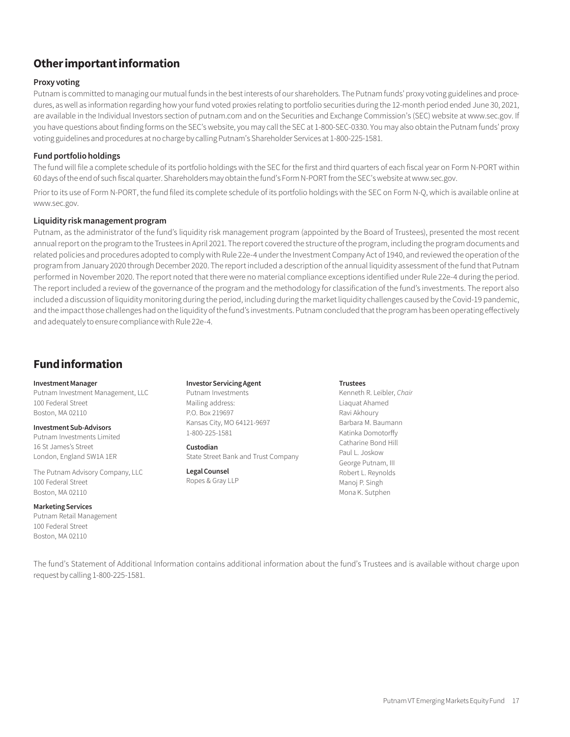## Other important information

### Proxy voting

Putnam is committed to managing our mutual funds in the best interests of our shareholders. The Putnam funds' proxy voting guidelines and procedures, as well as information regarding how your fund voted proxies relating to portfolio securities during the 12-month period ended June 30, 2021, are available in the Individual Investors section of putnam.com and on the Securities and Exchange Commission's (SEC) website at www.sec.gov. If you have questions about finding forms on the SEC's website, you may call the SEC at 1-800-SEC-0330. You may also obtain the Putnam funds' proxy voting guidelines and procedures at no charge by calling Putnam's Shareholder Services at 1-800-225-1581.

### Fund portfolio holdings

The fund will file a complete schedule of its portfolio holdings with the SEC for the first and third quarters of each fiscal year on Form N-PORT within 60 days of the end of such fiscal quarter. Shareholders may obtain the fund's Form N-PORT from the SEC's website at www.sec.gov.

Prior to its use of Form N-PORT, the fund filed its complete schedule of its portfolio holdings with the SEC on Form N-Q, which is available online at www.sec.gov.

### Liquidity risk management program

Putnam, as the administrator of the fund's liquidity risk management program (appointed by the Board of Trustees), presented the most recent annual report on the program to the Trustees in April 2021. The report covered the structure of the program, including the program documents and related policies and procedures adopted to comply with Rule 22e-4 under the Investment Company Act of 1940, and reviewed the operation of the program from January 2020 through December 2020. The report included a description of the annual liquidity assessment of the fund that Putnam performed in November 2020. The report noted that there were no material compliance exceptions identified under Rule 22e-4 during the period. The report included a review of the governance of the program and the methodology for classification of the fund's investments. The report also included a discussion of liquidity monitoring during the period, including during the market liquidity challenges caused by the Covid-19 pandemic, and the impact those challenges had on the liquidity of the fund's investments. Putnam concluded that the program has been operating effectively and adequately to ensure compliance with Rule 22e-4.

## Fund information

**Investment Manager**
Putnam Investment Management, LLC
100 Federal Street
Boston, MA 02110

**Investment Sub-Advisors**
Putnam Investments Limited
16 St James's Street
London, England SW1A 1ER

The Putnam Advisory Company, LLC
100 Federal Street
Boston, MA 02110

**Marketing Services**
Putnam Retail Management
100 Federal Street
Boston, MA 02110

**Investor Servicing Agent**
Putnam Investments
Mailing address:
P.O. Box 219697
Kansas City, MO 64121-9697
1-800-225-1581

**Custodian**
State Street Bank and Trust Company

**Legal Counsel**
Ropes & Gray LLP

**Trustees**
Kenneth R. Leibler, *Chair*
Liaquat Ahamed
Ravi Akhoury
Barbara M. Baumann
Katinka Domotorffy
Catharine Bond Hill
Paul L. Joskow
George Putnam, III
Robert L. Reynolds
Manoj P. Singh
Mona K. Sutphen

The fund's Statement of Additional Information contains additional information about the fund's Trustees and is available without charge upon request by calling 1-800-225-1581.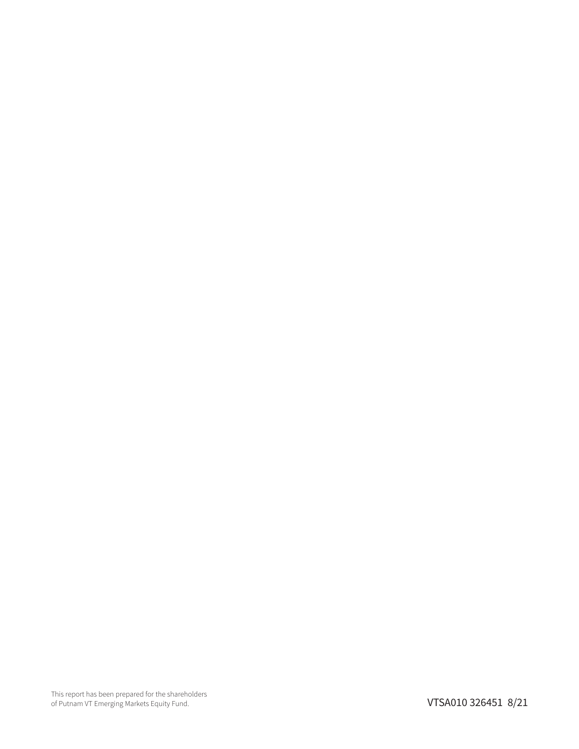This report has been prepared for the shareholders of Putnam VT Emerging Markets Equity Fund.

VTSA010 326451 8/21